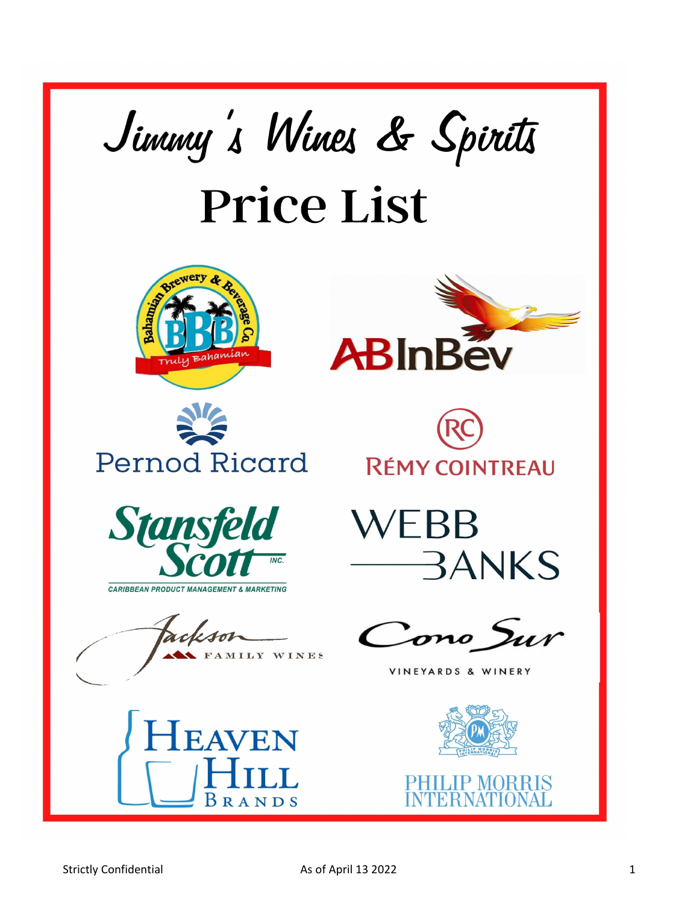# Jimmy's Wines & Spirits

# Price List

Bahamian Brewery & Beverage Co. — Truly Bahamian

AB InBev

Pernod Ricard

RC RÉMY COINTREAU

Stansfeld Scott INC. — CARIBBEAN PRODUCT MANAGEMENT & MARKETING

WEBB BANKS

Jackson FAMILY WINES

Cono Sur VINEYARDS & WINERY

HEAVEN HILL BRANDS

PHILIP MORRIS INTERNATIONAL

Strictly Confidential

As of April 13 2022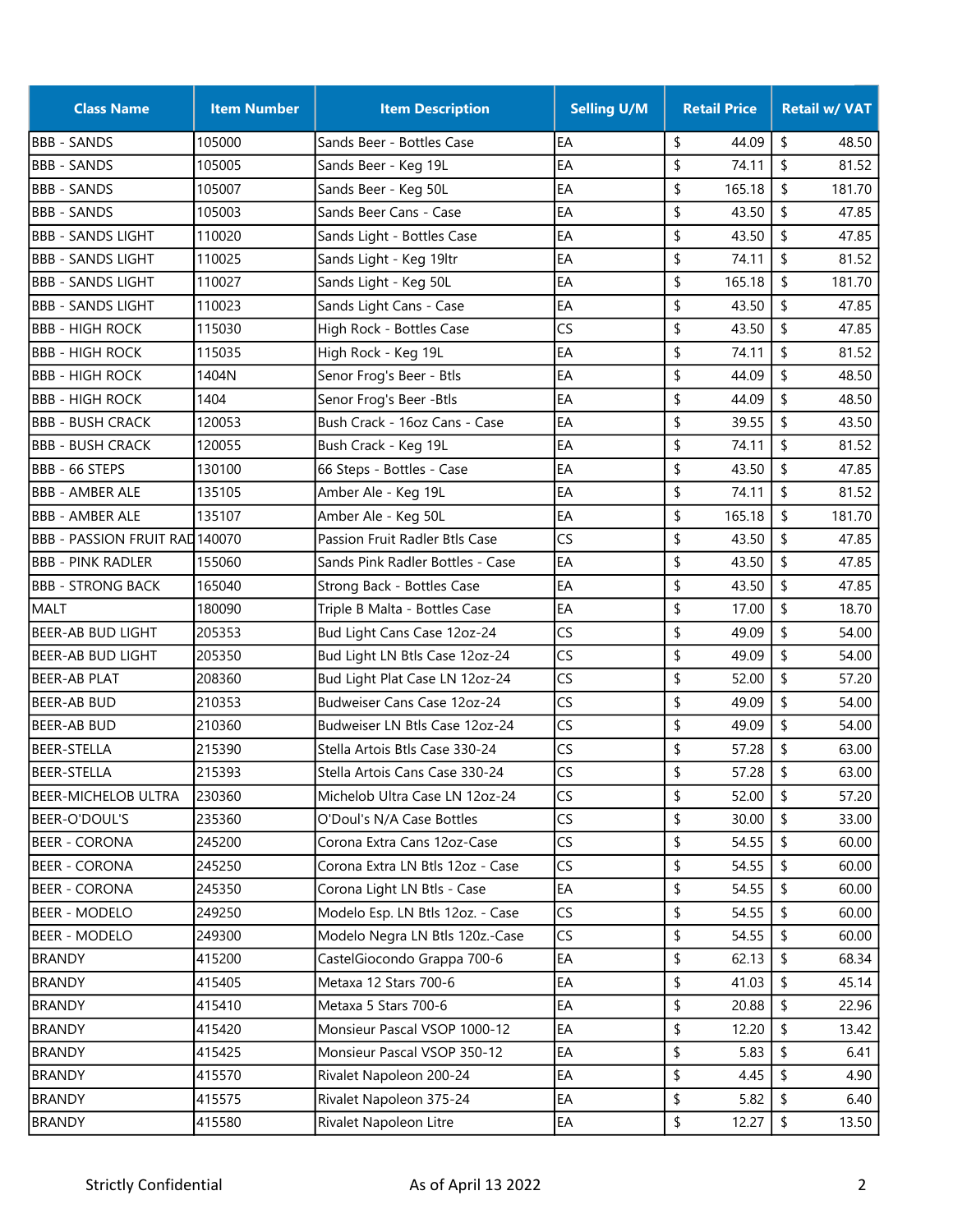| Class Name | Item Number | Item Description | Selling U/M | Retail Price | Retail w/ VAT |
|---|---|---|---|---|---|
| BBB - SANDS | 105000 | Sands Beer - Bottles Case | EA | $ 44.09 | $ 48.50 |
| BBB - SANDS | 105005 | Sands Beer - Keg 19L | EA | $ 74.11 | $ 81.52 |
| BBB - SANDS | 105007 | Sands Beer - Keg 50L | EA | $ 165.18 | $ 181.70 |
| BBB - SANDS | 105003 | Sands Beer Cans - Case | EA | $ 43.50 | $ 47.85 |
| BBB - SANDS LIGHT | 110020 | Sands Light - Bottles Case | EA | $ 43.50 | $ 47.85 |
| BBB - SANDS LIGHT | 110025 | Sands Light - Keg 19ltr | EA | $ 74.11 | $ 81.52 |
| BBB - SANDS LIGHT | 110027 | Sands Light - Keg 50L | EA | $ 165.18 | $ 181.70 |
| BBB - SANDS LIGHT | 110023 | Sands Light Cans - Case | EA | $ 43.50 | $ 47.85 |
| BBB - HIGH ROCK | 115030 | High Rock - Bottles Case | CS | $ 43.50 | $ 47.85 |
| BBB - HIGH ROCK | 115035 | High Rock - Keg 19L | EA | $ 74.11 | $ 81.52 |
| BBB - HIGH ROCK | 1404N | Senor Frog's Beer - Btls | EA | $ 44.09 | $ 48.50 |
| BBB - HIGH ROCK | 1404 | Senor Frog's Beer -Btls | EA | $ 44.09 | $ 48.50 |
| BBB - BUSH CRACK | 120053 | Bush Crack - 16oz Cans - Case | EA | $ 39.55 | $ 43.50 |
| BBB - BUSH CRACK | 120055 | Bush Crack - Keg 19L | EA | $ 74.11 | $ 81.52 |
| BBB - 66 STEPS | 130100 | 66 Steps - Bottles - Case | EA | $ 43.50 | $ 47.85 |
| BBB - AMBER ALE | 135105 | Amber Ale - Keg 19L | EA | $ 74.11 | $ 81.52 |
| BBB - AMBER ALE | 135107 | Amber Ale - Keg 50L | EA | $ 165.18 | $ 181.70 |
| BBB - PASSION FRUIT RAD | 140070 | Passion Fruit Radler Btls Case | CS | $ 43.50 | $ 47.85 |
| BBB - PINK RADLER | 155060 | Sands Pink Radler Bottles - Case | EA | $ 43.50 | $ 47.85 |
| BBB - STRONG BACK | 165040 | Strong Back - Bottles Case | EA | $ 43.50 | $ 47.85 |
| MALT | 180090 | Triple B Malta - Bottles Case | EA | $ 17.00 | $ 18.70 |
| BEER-AB BUD LIGHT | 205353 | Bud Light Cans Case 12oz-24 | CS | $ 49.09 | $ 54.00 |
| BEER-AB BUD LIGHT | 205350 | Bud Light LN Btls Case 12oz-24 | CS | $ 49.09 | $ 54.00 |
| BEER-AB PLAT | 208360 | Bud Light Plat Case LN 12oz-24 | CS | $ 52.00 | $ 57.20 |
| BEER-AB BUD | 210353 | Budweiser Cans Case 12oz-24 | CS | $ 49.09 | $ 54.00 |
| BEER-AB BUD | 210360 | Budweiser LN Btls Case 12oz-24 | CS | $ 49.09 | $ 54.00 |
| BEER-STELLA | 215390 | Stella Artois Btls Case 330-24 | CS | $ 57.28 | $ 63.00 |
| BEER-STELLA | 215393 | Stella Artois Cans Case 330-24 | CS | $ 57.28 | $ 63.00 |
| BEER-MICHELOB ULTRA | 230360 | Michelob Ultra Case LN 12oz-24 | CS | $ 52.00 | $ 57.20 |
| BEER-O'DOUL'S | 235360 | O'Doul's N/A Case Bottles | CS | $ 30.00 | $ 33.00 |
| BEER - CORONA | 245200 | Corona Extra Cans 12oz-Case | CS | $ 54.55 | $ 60.00 |
| BEER - CORONA | 245250 | Corona Extra LN Btls 12oz - Case | CS | $ 54.55 | $ 60.00 |
| BEER - CORONA | 245350 | Corona Light LN Btls - Case | EA | $ 54.55 | $ 60.00 |
| BEER - MODELO | 249250 | Modelo Esp. LN Btls 12oz. - Case | CS | $ 54.55 | $ 60.00 |
| BEER - MODELO | 249300 | Modelo Negra LN Btls 120z.-Case | CS | $ 54.55 | $ 60.00 |
| BRANDY | 415200 | CastelGiocondo Grappa 700-6 | EA | $ 62.13 | $ 68.34 |
| BRANDY | 415405 | Metaxa 12 Stars 700-6 | EA | $ 41.03 | $ 45.14 |
| BRANDY | 415410 | Metaxa 5 Stars 700-6 | EA | $ 20.88 | $ 22.96 |
| BRANDY | 415420 | Monsieur Pascal VSOP 1000-12 | EA | $ 12.20 | $ 13.42 |
| BRANDY | 415425 | Monsieur Pascal VSOP 350-12 | EA | $ 5.83 | $ 6.41 |
| BRANDY | 415570 | Rivalet Napoleon 200-24 | EA | $ 4.45 | $ 4.90 |
| BRANDY | 415575 | Rivalet Napoleon 375-24 | EA | $ 5.82 | $ 6.40 |
| BRANDY | 415580 | Rivalet Napoleon Litre | EA | $ 12.27 | $ 13.50 |

Strictly Confidential As of April 13 2022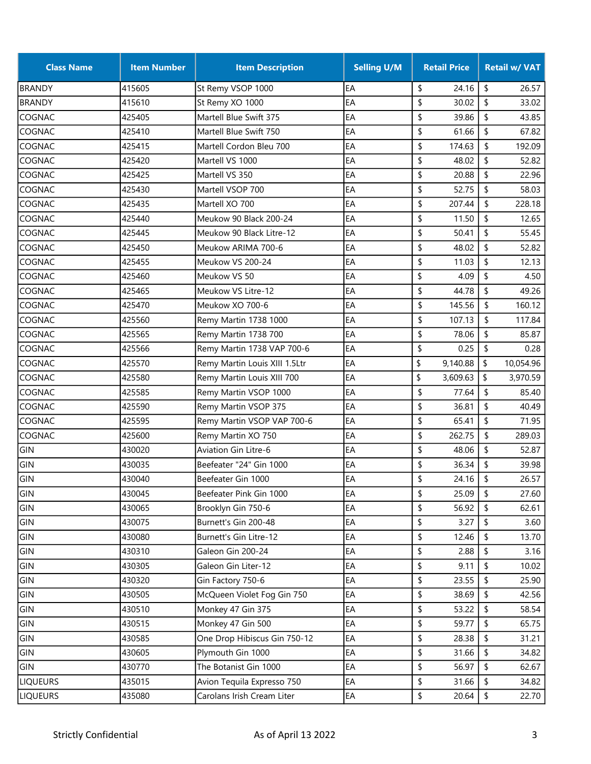| Class Name | Item Number | Item Description | Selling U/M | Retail Price | Retail w/ VAT |
|---|---|---|---|---|---|
| BRANDY | 415605 | St Remy VSOP 1000 | EA | $ 24.16 | $ 26.57 |
| BRANDY | 415610 | St Remy XO 1000 | EA | $ 30.02 | $ 33.02 |
| COGNAC | 425405 | Martell Blue Swift 375 | EA | $ 39.86 | $ 43.85 |
| COGNAC | 425410 | Martell Blue Swift 750 | EA | $ 61.66 | $ 67.82 |
| COGNAC | 425415 | Martell Cordon Bleu 700 | EA | $ 174.63 | $ 192.09 |
| COGNAC | 425420 | Martell VS 1000 | EA | $ 48.02 | $ 52.82 |
| COGNAC | 425425 | Martell VS 350 | EA | $ 20.88 | $ 22.96 |
| COGNAC | 425430 | Martell VSOP 700 | EA | $ 52.75 | $ 58.03 |
| COGNAC | 425435 | Martell XO 700 | EA | $ 207.44 | $ 228.18 |
| COGNAC | 425440 | Meukow 90 Black 200-24 | EA | $ 11.50 | $ 12.65 |
| COGNAC | 425445 | Meukow 90 Black Litre-12 | EA | $ 50.41 | $ 55.45 |
| COGNAC | 425450 | Meukow ARIMA 700-6 | EA | $ 48.02 | $ 52.82 |
| COGNAC | 425455 | Meukow VS 200-24 | EA | $ 11.03 | $ 12.13 |
| COGNAC | 425460 | Meukow VS 50 | EA | $ 4.09 | $ 4.50 |
| COGNAC | 425465 | Meukow VS Litre-12 | EA | $ 44.78 | $ 49.26 |
| COGNAC | 425470 | Meukow XO 700-6 | EA | $ 145.56 | $ 160.12 |
| COGNAC | 425560 | Remy Martin 1738 1000 | EA | $ 107.13 | $ 117.84 |
| COGNAC | 425565 | Remy Martin 1738 700 | EA | $ 78.06 | $ 85.87 |
| COGNAC | 425566 | Remy Martin 1738 VAP 700-6 | EA | $ 0.25 | $ 0.28 |
| COGNAC | 425570 | Remy Martin Louis XIII 1.5Ltr | EA | $ 9,140.88 | $ 10,054.96 |
| COGNAC | 425580 | Remy Martin Louis XIII 700 | EA | $ 3,609.63 | $ 3,970.59 |
| COGNAC | 425585 | Remy Martin VSOP 1000 | EA | $ 77.64 | $ 85.40 |
| COGNAC | 425590 | Remy Martin VSOP 375 | EA | $ 36.81 | $ 40.49 |
| COGNAC | 425595 | Remy Martin VSOP VAP 700-6 | EA | $ 65.41 | $ 71.95 |
| COGNAC | 425600 | Remy Martin XO 750 | EA | $ 262.75 | $ 289.03 |
| GIN | 430020 | Aviation Gin Litre-6 | EA | $ 48.06 | $ 52.87 |
| GIN | 430035 | Beefeater "24" Gin 1000 | EA | $ 36.34 | $ 39.98 |
| GIN | 430040 | Beefeater Gin 1000 | EA | $ 24.16 | $ 26.57 |
| GIN | 430045 | Beefeater Pink Gin 1000 | EA | $ 25.09 | $ 27.60 |
| GIN | 430065 | Brooklyn Gin 750-6 | EA | $ 56.92 | $ 62.61 |
| GIN | 430075 | Burnett's Gin 200-48 | EA | $ 3.27 | $ 3.60 |
| GIN | 430080 | Burnett's Gin Litre-12 | EA | $ 12.46 | $ 13.70 |
| GIN | 430310 | Galeon Gin 200-24 | EA | $ 2.88 | $ 3.16 |
| GIN | 430305 | Galeon Gin Liter-12 | EA | $ 9.11 | $ 10.02 |
| GIN | 430320 | Gin Factory 750-6 | EA | $ 23.55 | $ 25.90 |
| GIN | 430505 | McQueen Violet Fog Gin 750 | EA | $ 38.69 | $ 42.56 |
| GIN | 430510 | Monkey 47 Gin 375 | EA | $ 53.22 | $ 58.54 |
| GIN | 430515 | Monkey 47 Gin 500 | EA | $ 59.77 | $ 65.75 |
| GIN | 430585 | One Drop Hibiscus Gin 750-12 | EA | $ 28.38 | $ 31.21 |
| GIN | 430605 | Plymouth Gin 1000 | EA | $ 31.66 | $ 34.82 |
| GIN | 430770 | The Botanist Gin 1000 | EA | $ 56.97 | $ 62.67 |
| LIQUEURS | 435015 | Avion Tequila Expresso 750 | EA | $ 31.66 | $ 34.82 |
| LIQUEURS | 435080 | Carolans Irish Cream Liter | EA | $ 20.64 | $ 22.70 |

Strictly Confidential — As of April 13 2022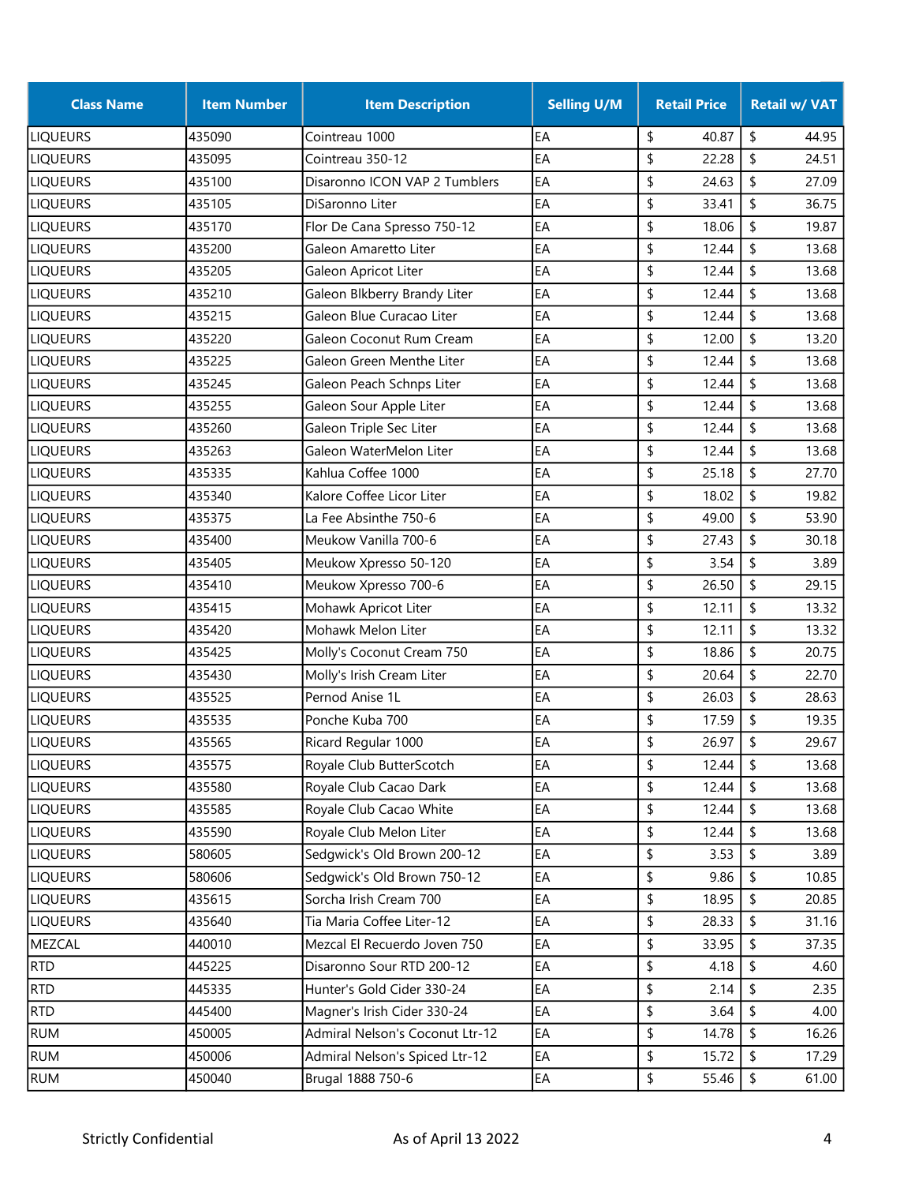| Class Name | Item Number | Item Description | Selling U/M | Retail Price | Retail w/ VAT |
|---|---|---|---|---|---|
| LIQUEURS | 435090 | Cointreau 1000 | EA | $ 40.87 | $ 44.95 |
| LIQUEURS | 435095 | Cointreau 350-12 | EA | $ 22.28 | $ 24.51 |
| LIQUEURS | 435100 | Disaronno ICON VAP 2 Tumblers | EA | $ 24.63 | $ 27.09 |
| LIQUEURS | 435105 | DiSaronno Liter | EA | $ 33.41 | $ 36.75 |
| LIQUEURS | 435170 | Flor De Cana Spresso 750-12 | EA | $ 18.06 | $ 19.87 |
| LIQUEURS | 435200 | Galeon Amaretto Liter | EA | $ 12.44 | $ 13.68 |
| LIQUEURS | 435205 | Galeon Apricot Liter | EA | $ 12.44 | $ 13.68 |
| LIQUEURS | 435210 | Galeon Blkberry Brandy Liter | EA | $ 12.44 | $ 13.68 |
| LIQUEURS | 435215 | Galeon Blue Curacao Liter | EA | $ 12.44 | $ 13.68 |
| LIQUEURS | 435220 | Galeon Coconut Rum Cream | EA | $ 12.00 | $ 13.20 |
| LIQUEURS | 435225 | Galeon Green Menthe Liter | EA | $ 12.44 | $ 13.68 |
| LIQUEURS | 435245 | Galeon Peach Schnps Liter | EA | $ 12.44 | $ 13.68 |
| LIQUEURS | 435255 | Galeon Sour Apple Liter | EA | $ 12.44 | $ 13.68 |
| LIQUEURS | 435260 | Galeon Triple Sec Liter | EA | $ 12.44 | $ 13.68 |
| LIQUEURS | 435263 | Galeon WaterMelon Liter | EA | $ 12.44 | $ 13.68 |
| LIQUEURS | 435335 | Kahlua Coffee 1000 | EA | $ 25.18 | $ 27.70 |
| LIQUEURS | 435340 | Kalore Coffee Licor Liter | EA | $ 18.02 | $ 19.82 |
| LIQUEURS | 435375 | La Fee Absinthe 750-6 | EA | $ 49.00 | $ 53.90 |
| LIQUEURS | 435400 | Meukow Vanilla 700-6 | EA | $ 27.43 | $ 30.18 |
| LIQUEURS | 435405 | Meukow Xpresso 50-120 | EA | $ 3.54 | $ 3.89 |
| LIQUEURS | 435410 | Meukow Xpresso 700-6 | EA | $ 26.50 | $ 29.15 |
| LIQUEURS | 435415 | Mohawk Apricot Liter | EA | $ 12.11 | $ 13.32 |
| LIQUEURS | 435420 | Mohawk Melon Liter | EA | $ 12.11 | $ 13.32 |
| LIQUEURS | 435425 | Molly's Coconut Cream 750 | EA | $ 18.86 | $ 20.75 |
| LIQUEURS | 435430 | Molly's Irish Cream Liter | EA | $ 20.64 | $ 22.70 |
| LIQUEURS | 435525 | Pernod Anise 1L | EA | $ 26.03 | $ 28.63 |
| LIQUEURS | 435535 | Ponche Kuba 700 | EA | $ 17.59 | $ 19.35 |
| LIQUEURS | 435565 | Ricard Regular 1000 | EA | $ 26.97 | $ 29.67 |
| LIQUEURS | 435575 | Royale Club ButterScotch | EA | $ 12.44 | $ 13.68 |
| LIQUEURS | 435580 | Royale Club Cacao Dark | EA | $ 12.44 | $ 13.68 |
| LIQUEURS | 435585 | Royale Club Cacao White | EA | $ 12.44 | $ 13.68 |
| LIQUEURS | 435590 | Royale Club Melon Liter | EA | $ 12.44 | $ 13.68 |
| LIQUEURS | 580605 | Sedgwick's Old Brown 200-12 | EA | $ 3.53 | $ 3.89 |
| LIQUEURS | 580606 | Sedgwick's Old Brown 750-12 | EA | $ 9.86 | $ 10.85 |
| LIQUEURS | 435615 | Sorcha Irish Cream 700 | EA | $ 18.95 | $ 20.85 |
| LIQUEURS | 435640 | Tia Maria Coffee Liter-12 | EA | $ 28.33 | $ 31.16 |
| MEZCAL | 440010 | Mezcal El Recuerdo Joven 750 | EA | $ 33.95 | $ 37.35 |
| RTD | 445225 | Disaronno Sour RTD 200-12 | EA | $ 4.18 | $ 4.60 |
| RTD | 445335 | Hunter's Gold Cider 330-24 | EA | $ 2.14 | $ 2.35 |
| RTD | 445400 | Magner's Irish Cider 330-24 | EA | $ 3.64 | $ 4.00 |
| RUM | 450005 | Admiral Nelson's Coconut Ltr-12 | EA | $ 14.78 | $ 16.26 |
| RUM | 450006 | Admiral Nelson's Spiced Ltr-12 | EA | $ 15.72 | $ 17.29 |
| RUM | 450040 | Brugal 1888 750-6 | EA | $ 55.46 | $ 61.00 |

Strictly Confidential — As of April 13 2022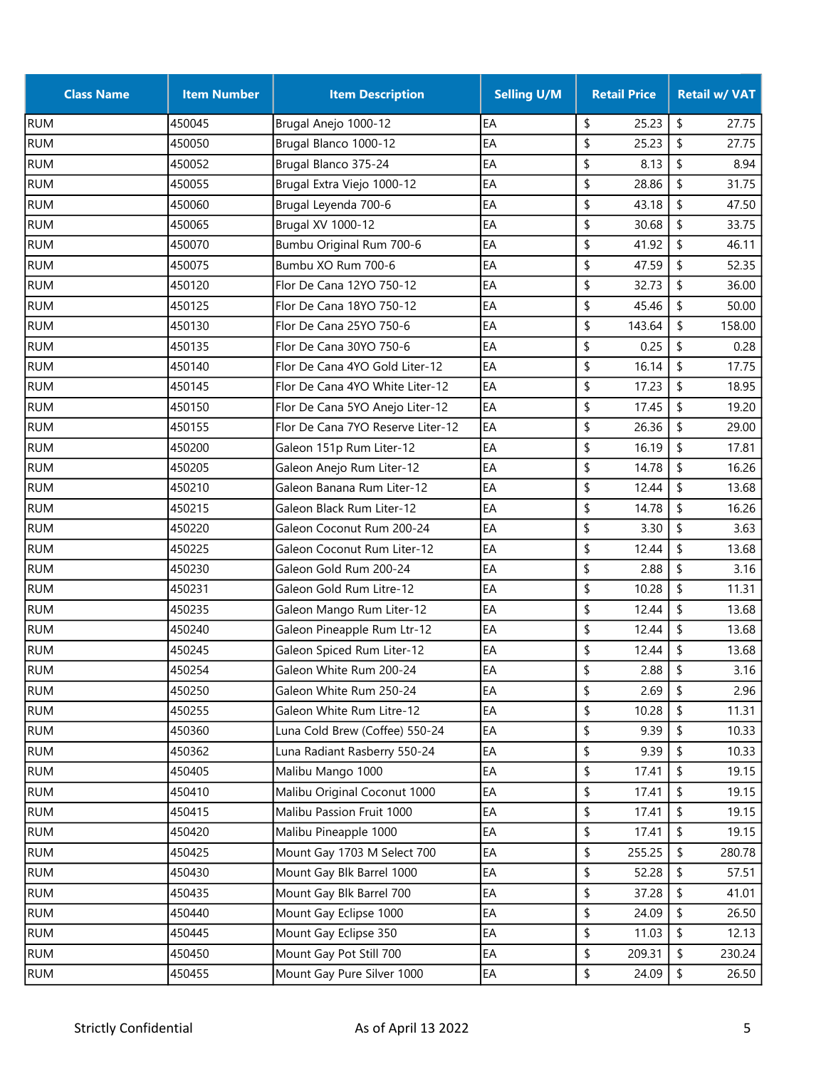| Class Name | Item Number | Item Description | Selling U/M | Retail Price | Retail w/ VAT |
|---|---|---|---|---|---|
| RUM | 450045 | Brugal Anejo 1000-12 | EA | $ 25.23 | $ 27.75 |
| RUM | 450050 | Brugal Blanco 1000-12 | EA | $ 25.23 | $ 27.75 |
| RUM | 450052 | Brugal Blanco 375-24 | EA | $ 8.13 | $ 8.94 |
| RUM | 450055 | Brugal Extra Viejo 1000-12 | EA | $ 28.86 | $ 31.75 |
| RUM | 450060 | Brugal Leyenda 700-6 | EA | $ 43.18 | $ 47.50 |
| RUM | 450065 | Brugal XV 1000-12 | EA | $ 30.68 | $ 33.75 |
| RUM | 450070 | Bumbu Original Rum 700-6 | EA | $ 41.92 | $ 46.11 |
| RUM | 450075 | Bumbu XO Rum 700-6 | EA | $ 47.59 | $ 52.35 |
| RUM | 450120 | Flor De Cana 12YO 750-12 | EA | $ 32.73 | $ 36.00 |
| RUM | 450125 | Flor De Cana 18YO 750-12 | EA | $ 45.46 | $ 50.00 |
| RUM | 450130 | Flor De Cana 25YO 750-6 | EA | $ 143.64 | $ 158.00 |
| RUM | 450135 | Flor De Cana 30YO 750-6 | EA | $ 0.25 | $ 0.28 |
| RUM | 450140 | Flor De Cana 4YO Gold Liter-12 | EA | $ 16.14 | $ 17.75 |
| RUM | 450145 | Flor De Cana 4YO White Liter-12 | EA | $ 17.23 | $ 18.95 |
| RUM | 450150 | Flor De Cana 5YO Anejo Liter-12 | EA | $ 17.45 | $ 19.20 |
| RUM | 450155 | Flor De Cana 7YO Reserve Liter-12 | EA | $ 26.36 | $ 29.00 |
| RUM | 450200 | Galeon 151p Rum Liter-12 | EA | $ 16.19 | $ 17.81 |
| RUM | 450205 | Galeon Anejo Rum Liter-12 | EA | $ 14.78 | $ 16.26 |
| RUM | 450210 | Galeon Banana Rum Liter-12 | EA | $ 12.44 | $ 13.68 |
| RUM | 450215 | Galeon Black Rum Liter-12 | EA | $ 14.78 | $ 16.26 |
| RUM | 450220 | Galeon Coconut Rum 200-24 | EA | $ 3.30 | $ 3.63 |
| RUM | 450225 | Galeon Coconut Rum Liter-12 | EA | $ 12.44 | $ 13.68 |
| RUM | 450230 | Galeon Gold Rum 200-24 | EA | $ 2.88 | $ 3.16 |
| RUM | 450231 | Galeon Gold Rum Litre-12 | EA | $ 10.28 | $ 11.31 |
| RUM | 450235 | Galeon Mango Rum Liter-12 | EA | $ 12.44 | $ 13.68 |
| RUM | 450240 | Galeon Pineapple Rum Ltr-12 | EA | $ 12.44 | $ 13.68 |
| RUM | 450245 | Galeon Spiced Rum Liter-12 | EA | $ 12.44 | $ 13.68 |
| RUM | 450254 | Galeon White Rum 200-24 | EA | $ 2.88 | $ 3.16 |
| RUM | 450250 | Galeon White Rum 250-24 | EA | $ 2.69 | $ 2.96 |
| RUM | 450255 | Galeon White Rum Litre-12 | EA | $ 10.28 | $ 11.31 |
| RUM | 450360 | Luna Cold Brew (Coffee) 550-24 | EA | $ 9.39 | $ 10.33 |
| RUM | 450362 | Luna Radiant Rasberry 550-24 | EA | $ 9.39 | $ 10.33 |
| RUM | 450405 | Malibu Mango 1000 | EA | $ 17.41 | $ 19.15 |
| RUM | 450410 | Malibu Original Coconut 1000 | EA | $ 17.41 | $ 19.15 |
| RUM | 450415 | Malibu Passion Fruit 1000 | EA | $ 17.41 | $ 19.15 |
| RUM | 450420 | Malibu Pineapple 1000 | EA | $ 17.41 | $ 19.15 |
| RUM | 450425 | Mount Gay 1703 M Select 700 | EA | $ 255.25 | $ 280.78 |
| RUM | 450430 | Mount Gay Blk Barrel 1000 | EA | $ 52.28 | $ 57.51 |
| RUM | 450435 | Mount Gay Blk Barrel 700 | EA | $ 37.28 | $ 41.01 |
| RUM | 450440 | Mount Gay Eclipse 1000 | EA | $ 24.09 | $ 26.50 |
| RUM | 450445 | Mount Gay Eclipse 350 | EA | $ 11.03 | $ 12.13 |
| RUM | 450450 | Mount Gay Pot Still 700 | EA | $ 209.31 | $ 230.24 |
| RUM | 450455 | Mount Gay Pure Silver 1000 | EA | $ 24.09 | $ 26.50 |

Strictly Confidential As of April 13 2022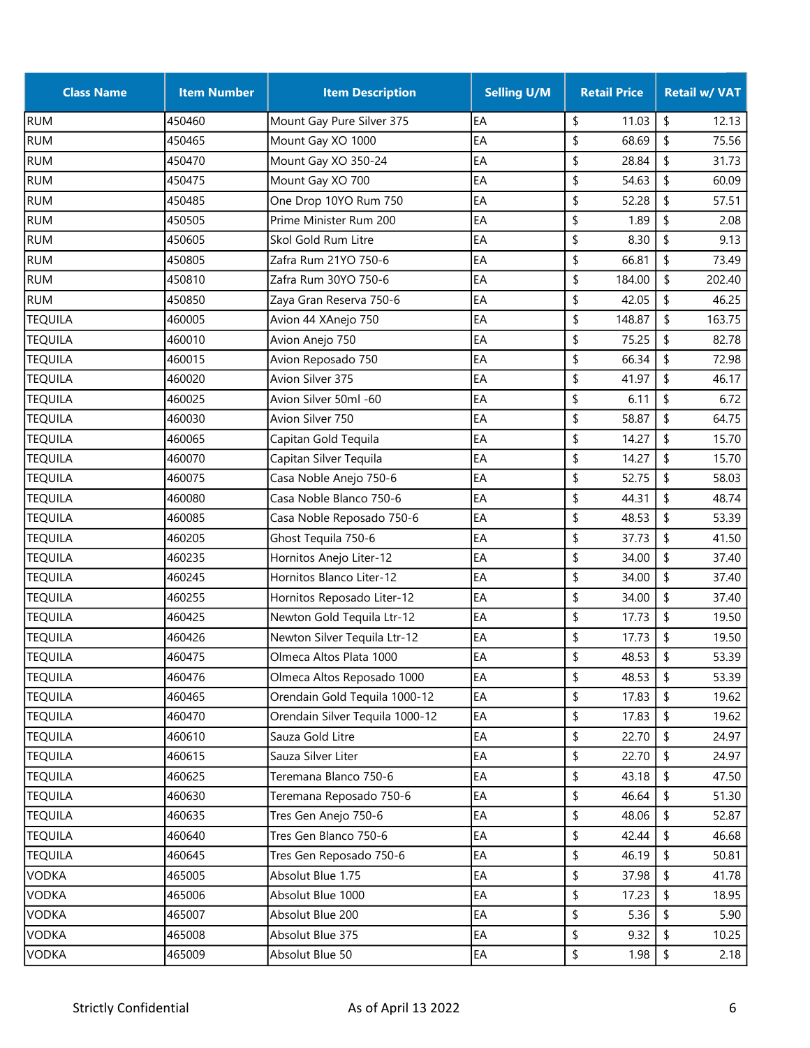| Class Name | Item Number | Item Description | Selling U/M | Retail Price | Retail w/ VAT |
|---|---|---|---|---|---|
| RUM | 450460 | Mount Gay Pure Silver 375 | EA | $ 11.03 | $ 12.13 |
| RUM | 450465 | Mount Gay XO 1000 | EA | $ 68.69 | $ 75.56 |
| RUM | 450470 | Mount Gay XO 350-24 | EA | $ 28.84 | $ 31.73 |
| RUM | 450475 | Mount Gay XO 700 | EA | $ 54.63 | $ 60.09 |
| RUM | 450485 | One Drop 10YO Rum 750 | EA | $ 52.28 | $ 57.51 |
| RUM | 450505 | Prime Minister Rum 200 | EA | $ 1.89 | $ 2.08 |
| RUM | 450605 | Skol Gold Rum Litre | EA | $ 8.30 | $ 9.13 |
| RUM | 450805 | Zafra Rum 21YO 750-6 | EA | $ 66.81 | $ 73.49 |
| RUM | 450810 | Zafra Rum 30YO 750-6 | EA | $ 184.00 | $ 202.40 |
| RUM | 450850 | Zaya Gran Reserva 750-6 | EA | $ 42.05 | $ 46.25 |
| TEQUILA | 460005 | Avion 44 XAnejo 750 | EA | $ 148.87 | $ 163.75 |
| TEQUILA | 460010 | Avion Anejo 750 | EA | $ 75.25 | $ 82.78 |
| TEQUILA | 460015 | Avion Reposado 750 | EA | $ 66.34 | $ 72.98 |
| TEQUILA | 460020 | Avion Silver 375 | EA | $ 41.97 | $ 46.17 |
| TEQUILA | 460025 | Avion Silver 50ml -60 | EA | $ 6.11 | $ 6.72 |
| TEQUILA | 460030 | Avion Silver 750 | EA | $ 58.87 | $ 64.75 |
| TEQUILA | 460065 | Capitan Gold Tequila | EA | $ 14.27 | $ 15.70 |
| TEQUILA | 460070 | Capitan Silver Tequila | EA | $ 14.27 | $ 15.70 |
| TEQUILA | 460075 | Casa Noble Anejo 750-6 | EA | $ 52.75 | $ 58.03 |
| TEQUILA | 460080 | Casa Noble Blanco 750-6 | EA | $ 44.31 | $ 48.74 |
| TEQUILA | 460085 | Casa Noble Reposado 750-6 | EA | $ 48.53 | $ 53.39 |
| TEQUILA | 460205 | Ghost Tequila 750-6 | EA | $ 37.73 | $ 41.50 |
| TEQUILA | 460235 | Hornitos Anejo Liter-12 | EA | $ 34.00 | $ 37.40 |
| TEQUILA | 460245 | Hornitos Blanco Liter-12 | EA | $ 34.00 | $ 37.40 |
| TEQUILA | 460255 | Hornitos Reposado Liter-12 | EA | $ 34.00 | $ 37.40 |
| TEQUILA | 460425 | Newton Gold Tequila Ltr-12 | EA | $ 17.73 | $ 19.50 |
| TEQUILA | 460426 | Newton Silver Tequila Ltr-12 | EA | $ 17.73 | $ 19.50 |
| TEQUILA | 460475 | Olmeca Altos Plata 1000 | EA | $ 48.53 | $ 53.39 |
| TEQUILA | 460476 | Olmeca Altos Reposado 1000 | EA | $ 48.53 | $ 53.39 |
| TEQUILA | 460465 | Orendain Gold Tequila 1000-12 | EA | $ 17.83 | $ 19.62 |
| TEQUILA | 460470 | Orendain Silver Tequila 1000-12 | EA | $ 17.83 | $ 19.62 |
| TEQUILA | 460610 | Sauza Gold Litre | EA | $ 22.70 | $ 24.97 |
| TEQUILA | 460615 | Sauza Silver Liter | EA | $ 22.70 | $ 24.97 |
| TEQUILA | 460625 | Teremana Blanco 750-6 | EA | $ 43.18 | $ 47.50 |
| TEQUILA | 460630 | Teremana Reposado 750-6 | EA | $ 46.64 | $ 51.30 |
| TEQUILA | 460635 | Tres Gen Anejo 750-6 | EA | $ 48.06 | $ 52.87 |
| TEQUILA | 460640 | Tres Gen Blanco 750-6 | EA | $ 42.44 | $ 46.68 |
| TEQUILA | 460645 | Tres Gen Reposado 750-6 | EA | $ 46.19 | $ 50.81 |
| VODKA | 465005 | Absolut Blue 1.75 | EA | $ 37.98 | $ 41.78 |
| VODKA | 465006 | Absolut Blue 1000 | EA | $ 17.23 | $ 18.95 |
| VODKA | 465007 | Absolut Blue 200 | EA | $ 5.36 | $ 5.90 |
| VODKA | 465008 | Absolut Blue 375 | EA | $ 9.32 | $ 10.25 |
| VODKA | 465009 | Absolut Blue 50 | EA | $ 1.98 | $ 2.18 |

Strictly Confidential As of April 13 2022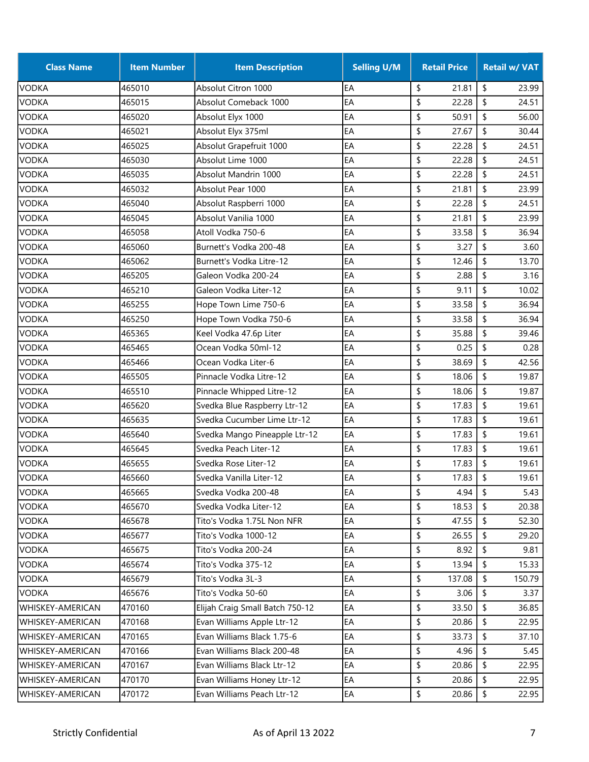| Class Name | Item Number | Item Description | Selling U/M | Retail Price | Retail w/ VAT |
|---|---|---|---|---|---|
| VODKA | 465010 | Absolut Citron 1000 | EA | $ 21.81 | $ 23.99 |
| VODKA | 465015 | Absolut Comeback 1000 | EA | $ 22.28 | $ 24.51 |
| VODKA | 465020 | Absolut Elyx 1000 | EA | $ 50.91 | $ 56.00 |
| VODKA | 465021 | Absolut Elyx 375ml | EA | $ 27.67 | $ 30.44 |
| VODKA | 465025 | Absolut Grapefruit 1000 | EA | $ 22.28 | $ 24.51 |
| VODKA | 465030 | Absolut Lime 1000 | EA | $ 22.28 | $ 24.51 |
| VODKA | 465035 | Absolut Mandrin 1000 | EA | $ 22.28 | $ 24.51 |
| VODKA | 465032 | Absolut Pear 1000 | EA | $ 21.81 | $ 23.99 |
| VODKA | 465040 | Absolut Raspberri 1000 | EA | $ 22.28 | $ 24.51 |
| VODKA | 465045 | Absolut Vanilia 1000 | EA | $ 21.81 | $ 23.99 |
| VODKA | 465058 | Atoll Vodka 750-6 | EA | $ 33.58 | $ 36.94 |
| VODKA | 465060 | Burnett's Vodka 200-48 | EA | $ 3.27 | $ 3.60 |
| VODKA | 465062 | Burnett's Vodka Litre-12 | EA | $ 12.46 | $ 13.70 |
| VODKA | 465205 | Galeon Vodka 200-24 | EA | $ 2.88 | $ 3.16 |
| VODKA | 465210 | Galeon Vodka Liter-12 | EA | $ 9.11 | $ 10.02 |
| VODKA | 465255 | Hope Town Lime 750-6 | EA | $ 33.58 | $ 36.94 |
| VODKA | 465250 | Hope Town Vodka 750-6 | EA | $ 33.58 | $ 36.94 |
| VODKA | 465365 | Keel Vodka 47.6p Liter | EA | $ 35.88 | $ 39.46 |
| VODKA | 465465 | Ocean Vodka 50ml-12 | EA | $ 0.25 | $ 0.28 |
| VODKA | 465466 | Ocean Vodka Liter-6 | EA | $ 38.69 | $ 42.56 |
| VODKA | 465505 | Pinnacle Vodka Litre-12 | EA | $ 18.06 | $ 19.87 |
| VODKA | 465510 | Pinnacle Whipped Litre-12 | EA | $ 18.06 | $ 19.87 |
| VODKA | 465620 | Svedka Blue Raspberry Ltr-12 | EA | $ 17.83 | $ 19.61 |
| VODKA | 465635 | Svedka Cucumber Lime Ltr-12 | EA | $ 17.83 | $ 19.61 |
| VODKA | 465640 | Svedka Mango Pineapple Ltr-12 | EA | $ 17.83 | $ 19.61 |
| VODKA | 465645 | Svedka Peach Liter-12 | EA | $ 17.83 | $ 19.61 |
| VODKA | 465655 | Svedka Rose Liter-12 | EA | $ 17.83 | $ 19.61 |
| VODKA | 465660 | Svedka Vanilla Liter-12 | EA | $ 17.83 | $ 19.61 |
| VODKA | 465665 | Svedka Vodka 200-48 | EA | $ 4.94 | $ 5.43 |
| VODKA | 465670 | Svedka Vodka Liter-12 | EA | $ 18.53 | $ 20.38 |
| VODKA | 465678 | Tito's Vodka 1.75L Non NFR | EA | $ 47.55 | $ 52.30 |
| VODKA | 465677 | Tito's Vodka 1000-12 | EA | $ 26.55 | $ 29.20 |
| VODKA | 465675 | Tito's Vodka 200-24 | EA | $ 8.92 | $ 9.81 |
| VODKA | 465674 | Tito's Vodka 375-12 | EA | $ 13.94 | $ 15.33 |
| VODKA | 465679 | Tito's Vodka 3L-3 | EA | $ 137.08 | $ 150.79 |
| VODKA | 465676 | Tito's Vodka 50-60 | EA | $ 3.06 | $ 3.37 |
| WHISKEY-AMERICAN | 470160 | Elijah Craig Small Batch 750-12 | EA | $ 33.50 | $ 36.85 |
| WHISKEY-AMERICAN | 470168 | Evan Williams Apple Ltr-12 | EA | $ 20.86 | $ 22.95 |
| WHISKEY-AMERICAN | 470165 | Evan Williams Black 1.75-6 | EA | $ 33.73 | $ 37.10 |
| WHISKEY-AMERICAN | 470166 | Evan Williams Black 200-48 | EA | $ 4.96 | $ 5.45 |
| WHISKEY-AMERICAN | 470167 | Evan Williams Black Ltr-12 | EA | $ 20.86 | $ 22.95 |
| WHISKEY-AMERICAN | 470170 | Evan Williams Honey Ltr-12 | EA | $ 20.86 | $ 22.95 |
| WHISKEY-AMERICAN | 470172 | Evan Williams Peach Ltr-12 | EA | $ 20.86 | $ 22.95 |

Strictly Confidential    As of April 13 2022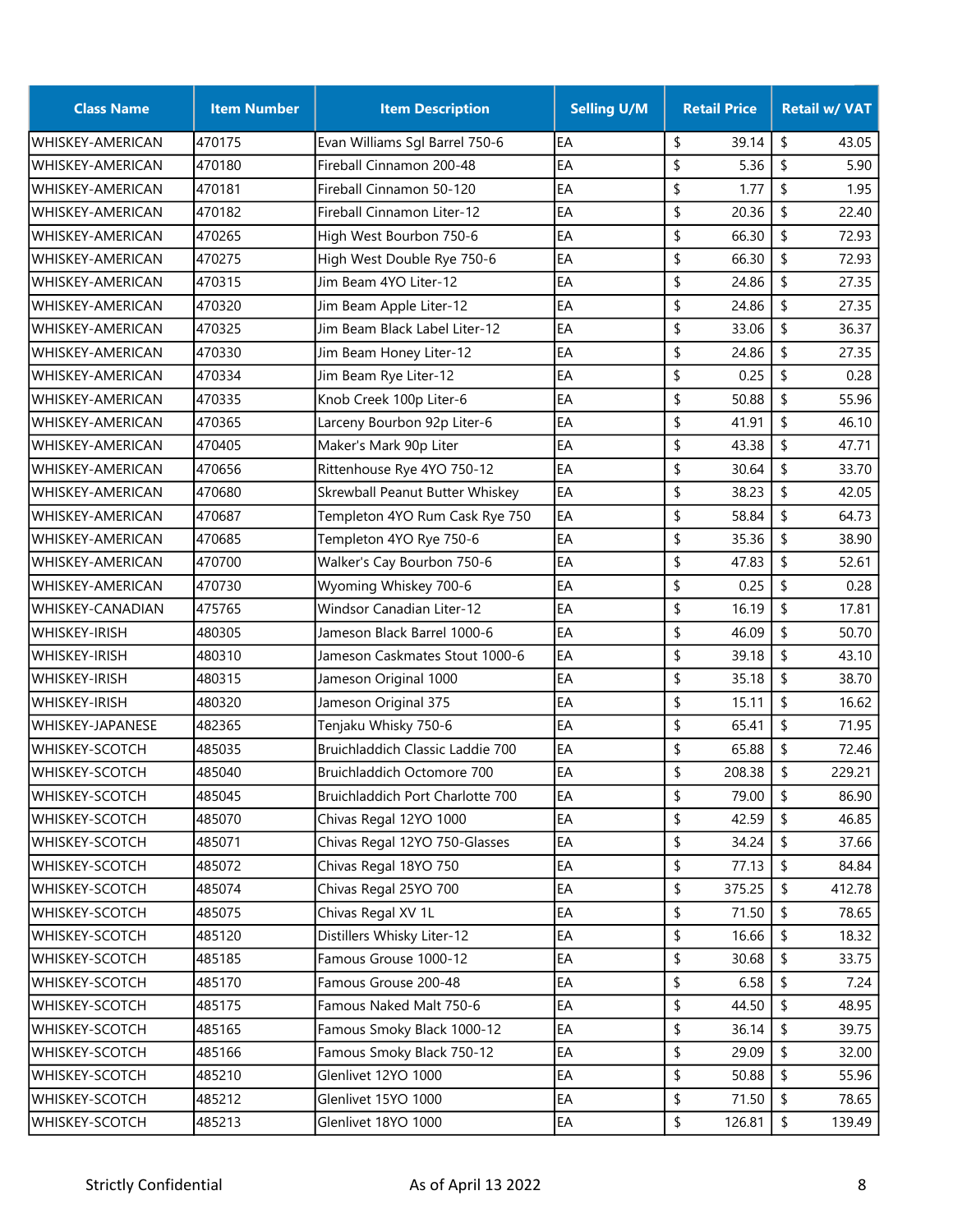| Class Name | Item Number | Item Description | Selling U/M | Retail Price | Retail w/ VAT |
|---|---|---|---|---|---|
| WHISKEY-AMERICAN | 470175 | Evan Williams Sgl Barrel 750-6 | EA | $ 39.14 | $ 43.05 |
| WHISKEY-AMERICAN | 470180 | Fireball Cinnamon 200-48 | EA | $ 5.36 | $ 5.90 |
| WHISKEY-AMERICAN | 470181 | Fireball Cinnamon 50-120 | EA | $ 1.77 | $ 1.95 |
| WHISKEY-AMERICAN | 470182 | Fireball Cinnamon Liter-12 | EA | $ 20.36 | $ 22.40 |
| WHISKEY-AMERICAN | 470265 | High West Bourbon 750-6 | EA | $ 66.30 | $ 72.93 |
| WHISKEY-AMERICAN | 470275 | High West Double Rye 750-6 | EA | $ 66.30 | $ 72.93 |
| WHISKEY-AMERICAN | 470315 | Jim Beam 4YO Liter-12 | EA | $ 24.86 | $ 27.35 |
| WHISKEY-AMERICAN | 470320 | Jim Beam Apple Liter-12 | EA | $ 24.86 | $ 27.35 |
| WHISKEY-AMERICAN | 470325 | Jim Beam Black Label Liter-12 | EA | $ 33.06 | $ 36.37 |
| WHISKEY-AMERICAN | 470330 | Jim Beam Honey Liter-12 | EA | $ 24.86 | $ 27.35 |
| WHISKEY-AMERICAN | 470334 | Jim Beam Rye Liter-12 | EA | $ 0.25 | $ 0.28 |
| WHISKEY-AMERICAN | 470335 | Knob Creek 100p Liter-6 | EA | $ 50.88 | $ 55.96 |
| WHISKEY-AMERICAN | 470365 | Larceny Bourbon 92p Liter-6 | EA | $ 41.91 | $ 46.10 |
| WHISKEY-AMERICAN | 470405 | Maker's Mark 90p Liter | EA | $ 43.38 | $ 47.71 |
| WHISKEY-AMERICAN | 470656 | Rittenhouse Rye 4YO 750-12 | EA | $ 30.64 | $ 33.70 |
| WHISKEY-AMERICAN | 470680 | Skrewball Peanut Butter Whiskey | EA | $ 38.23 | $ 42.05 |
| WHISKEY-AMERICAN | 470687 | Templeton 4YO Rum Cask Rye 750 | EA | $ 58.84 | $ 64.73 |
| WHISKEY-AMERICAN | 470685 | Templeton 4YO Rye 750-6 | EA | $ 35.36 | $ 38.90 |
| WHISKEY-AMERICAN | 470700 | Walker's Cay Bourbon 750-6 | EA | $ 47.83 | $ 52.61 |
| WHISKEY-AMERICAN | 470730 | Wyoming Whiskey 700-6 | EA | $ 0.25 | $ 0.28 |
| WHISKEY-CANADIAN | 475765 | Windsor Canadian Liter-12 | EA | $ 16.19 | $ 17.81 |
| WHISKEY-IRISH | 480305 | Jameson Black Barrel 1000-6 | EA | $ 46.09 | $ 50.70 |
| WHISKEY-IRISH | 480310 | Jameson Caskmates Stout 1000-6 | EA | $ 39.18 | $ 43.10 |
| WHISKEY-IRISH | 480315 | Jameson Original 1000 | EA | $ 35.18 | $ 38.70 |
| WHISKEY-IRISH | 480320 | Jameson Original 375 | EA | $ 15.11 | $ 16.62 |
| WHISKEY-JAPANESE | 482365 | Tenjaku Whisky 750-6 | EA | $ 65.41 | $ 71.95 |
| WHISKEY-SCOTCH | 485035 | Bruichladdich Classic Laddie 700 | EA | $ 65.88 | $ 72.46 |
| WHISKEY-SCOTCH | 485040 | Bruichladdich Octomore 700 | EA | $ 208.38 | $ 229.21 |
| WHISKEY-SCOTCH | 485045 | Bruichladdich Port Charlotte 700 | EA | $ 79.00 | $ 86.90 |
| WHISKEY-SCOTCH | 485070 | Chivas Regal 12YO 1000 | EA | $ 42.59 | $ 46.85 |
| WHISKEY-SCOTCH | 485071 | Chivas Regal 12YO 750-Glasses | EA | $ 34.24 | $ 37.66 |
| WHISKEY-SCOTCH | 485072 | Chivas Regal 18YO 750 | EA | $ 77.13 | $ 84.84 |
| WHISKEY-SCOTCH | 485074 | Chivas Regal 25YO 700 | EA | $ 375.25 | $ 412.78 |
| WHISKEY-SCOTCH | 485075 | Chivas Regal XV 1L | EA | $ 71.50 | $ 78.65 |
| WHISKEY-SCOTCH | 485120 | Distillers Whisky Liter-12 | EA | $ 16.66 | $ 18.32 |
| WHISKEY-SCOTCH | 485185 | Famous Grouse 1000-12 | EA | $ 30.68 | $ 33.75 |
| WHISKEY-SCOTCH | 485170 | Famous Grouse 200-48 | EA | $ 6.58 | $ 7.24 |
| WHISKEY-SCOTCH | 485175 | Famous Naked Malt 750-6 | EA | $ 44.50 | $ 48.95 |
| WHISKEY-SCOTCH | 485165 | Famous Smoky Black 1000-12 | EA | $ 36.14 | $ 39.75 |
| WHISKEY-SCOTCH | 485166 | Famous Smoky Black 750-12 | EA | $ 29.09 | $ 32.00 |
| WHISKEY-SCOTCH | 485210 | Glenlivet 12YO 1000 | EA | $ 50.88 | $ 55.96 |
| WHISKEY-SCOTCH | 485212 | Glenlivet 15YO 1000 | EA | $ 71.50 | $ 78.65 |
| WHISKEY-SCOTCH | 485213 | Glenlivet 18YO 1000 | EA | $ 126.81 | $ 139.49 |

Strictly Confidential    As of April 13 2022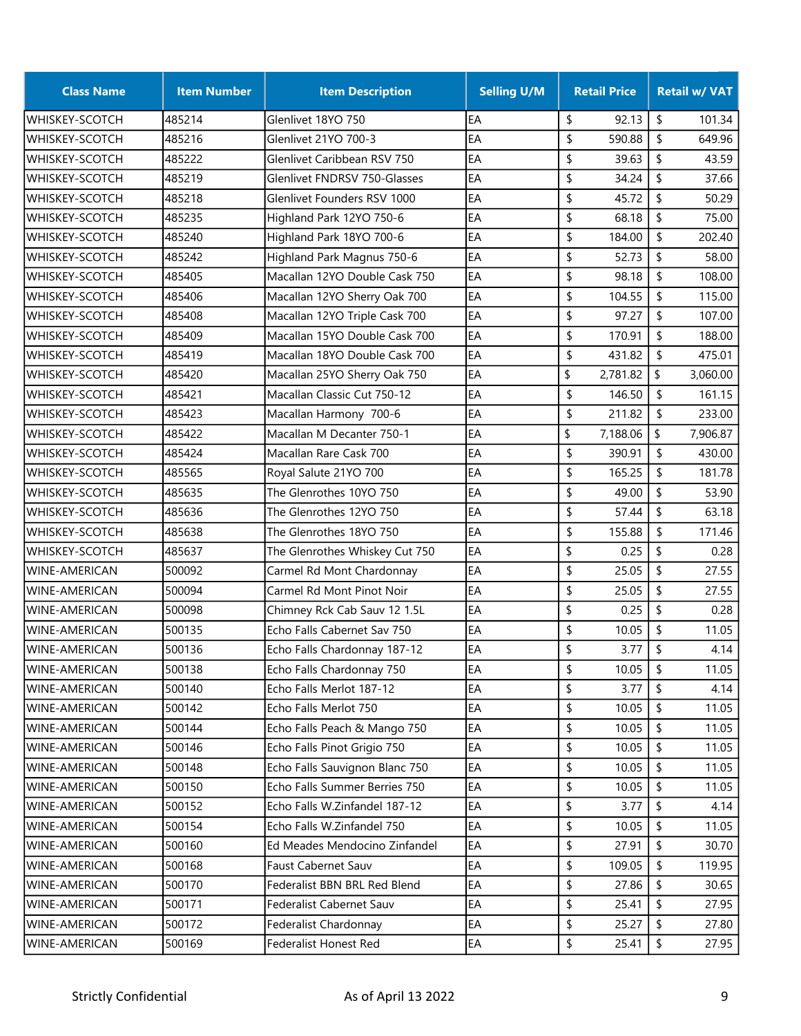| Class Name | Item Number | Item Description | Selling U/M | Retail Price | Retail w/ VAT |
|---|---|---|---|---|---|
| WHISKEY-SCOTCH | 485214 | Glenlivet 18YO 750 | EA | $ 92.13 | $ 101.34 |
| WHISKEY-SCOTCH | 485216 | Glenlivet 21YO 700-3 | EA | $ 590.88 | $ 649.96 |
| WHISKEY-SCOTCH | 485222 | Glenlivet Caribbean RSV 750 | EA | $ 39.63 | $ 43.59 |
| WHISKEY-SCOTCH | 485219 | Glenlivet FNDRSV 750-Glasses | EA | $ 34.24 | $ 37.66 |
| WHISKEY-SCOTCH | 485218 | Glenlivet Founders RSV 1000 | EA | $ 45.72 | $ 50.29 |
| WHISKEY-SCOTCH | 485235 | Highland Park 12YO 750-6 | EA | $ 68.18 | $ 75.00 |
| WHISKEY-SCOTCH | 485240 | Highland Park 18YO 700-6 | EA | $ 184.00 | $ 202.40 |
| WHISKEY-SCOTCH | 485242 | Highland Park Magnus 750-6 | EA | $ 52.73 | $ 58.00 |
| WHISKEY-SCOTCH | 485405 | Macallan 12YO Double Cask 750 | EA | $ 98.18 | $ 108.00 |
| WHISKEY-SCOTCH | 485406 | Macallan 12YO Sherry Oak 700 | EA | $ 104.55 | $ 115.00 |
| WHISKEY-SCOTCH | 485408 | Macallan 12YO Triple Cask 700 | EA | $ 97.27 | $ 107.00 |
| WHISKEY-SCOTCH | 485409 | Macallan 15YO Double Cask 700 | EA | $ 170.91 | $ 188.00 |
| WHISKEY-SCOTCH | 485419 | Macallan 18YO Double Cask 700 | EA | $ 431.82 | $ 475.01 |
| WHISKEY-SCOTCH | 485420 | Macallan 25YO Sherry Oak 750 | EA | $ 2,781.82 | $ 3,060.00 |
| WHISKEY-SCOTCH | 485421 | Macallan Classic Cut 750-12 | EA | $ 146.50 | $ 161.15 |
| WHISKEY-SCOTCH | 485423 | Macallan Harmony 700-6 | EA | $ 211.82 | $ 233.00 |
| WHISKEY-SCOTCH | 485422 | Macallan M Decanter 750-1 | EA | $ 7,188.06 | $ 7,906.87 |
| WHISKEY-SCOTCH | 485424 | Macallan Rare Cask 700 | EA | $ 390.91 | $ 430.00 |
| WHISKEY-SCOTCH | 485565 | Royal Salute 21YO 700 | EA | $ 165.25 | $ 181.78 |
| WHISKEY-SCOTCH | 485635 | The Glenrothes 10YO 750 | EA | $ 49.00 | $ 53.90 |
| WHISKEY-SCOTCH | 485636 | The Glenrothes 12YO 750 | EA | $ 57.44 | $ 63.18 |
| WHISKEY-SCOTCH | 485638 | The Glenrothes 18YO 750 | EA | $ 155.88 | $ 171.46 |
| WHISKEY-SCOTCH | 485637 | The Glenrothes Whiskey Cut 750 | EA | $ 0.25 | $ 0.28 |
| WINE-AMERICAN | 500092 | Carmel Rd Mont Chardonnay | EA | $ 25.05 | $ 27.55 |
| WINE-AMERICAN | 500094 | Carmel Rd Mont Pinot Noir | EA | $ 25.05 | $ 27.55 |
| WINE-AMERICAN | 500098 | Chimney Rck Cab Sauv 12 1.5L | EA | $ 0.25 | $ 0.28 |
| WINE-AMERICAN | 500135 | Echo Falls Cabernet Sav 750 | EA | $ 10.05 | $ 11.05 |
| WINE-AMERICAN | 500136 | Echo Falls Chardonnay 187-12 | EA | $ 3.77 | $ 4.14 |
| WINE-AMERICAN | 500138 | Echo Falls Chardonnay 750 | EA | $ 10.05 | $ 11.05 |
| WINE-AMERICAN | 500140 | Echo Falls Merlot 187-12 | EA | $ 3.77 | $ 4.14 |
| WINE-AMERICAN | 500142 | Echo Falls Merlot 750 | EA | $ 10.05 | $ 11.05 |
| WINE-AMERICAN | 500144 | Echo Falls Peach & Mango 750 | EA | $ 10.05 | $ 11.05 |
| WINE-AMERICAN | 500146 | Echo Falls Pinot Grigio 750 | EA | $ 10.05 | $ 11.05 |
| WINE-AMERICAN | 500148 | Echo Falls Sauvignon Blanc 750 | EA | $ 10.05 | $ 11.05 |
| WINE-AMERICAN | 500150 | Echo Falls Summer Berries 750 | EA | $ 10.05 | $ 11.05 |
| WINE-AMERICAN | 500152 | Echo Falls W.Zinfandel 187-12 | EA | $ 3.77 | $ 4.14 |
| WINE-AMERICAN | 500154 | Echo Falls W.Zinfandel 750 | EA | $ 10.05 | $ 11.05 |
| WINE-AMERICAN | 500160 | Ed Meades Mendocino Zinfandel | EA | $ 27.91 | $ 30.70 |
| WINE-AMERICAN | 500168 | Faust Cabernet Sauv | EA | $ 109.05 | $ 119.95 |
| WINE-AMERICAN | 500170 | Federalist BBN BRL Red Blend | EA | $ 27.86 | $ 30.65 |
| WINE-AMERICAN | 500171 | Federalist Cabernet Sauv | EA | $ 25.41 | $ 27.95 |
| WINE-AMERICAN | 500172 | Federalist Chardonnay | EA | $ 25.27 | $ 27.80 |
| WINE-AMERICAN | 500169 | Federalist Honest Red | EA | $ 25.41 | $ 27.95 |

Strictly Confidential As of April 13 2022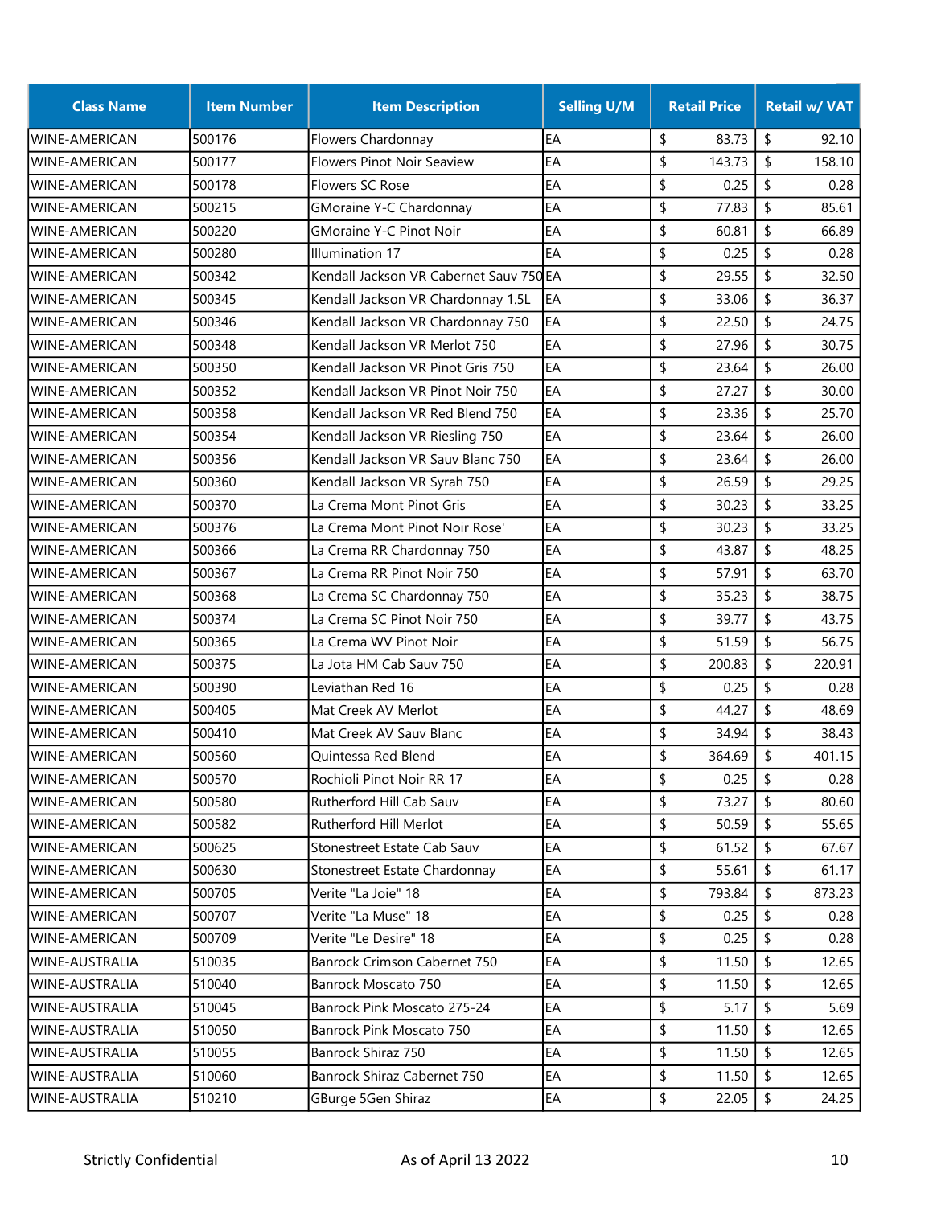| Class Name | Item Number | Item Description | Selling U/M | Retail Price | Retail w/ VAT |
|---|---|---|---|---|---|
| WINE-AMERICAN | 500176 | Flowers Chardonnay | EA | $ 83.73 | $ 92.10 |
| WINE-AMERICAN | 500177 | Flowers Pinot Noir Seaview | EA | $ 143.73 | $ 158.10 |
| WINE-AMERICAN | 500178 | Flowers SC Rose | EA | $ 0.25 | $ 0.28 |
| WINE-AMERICAN | 500215 | GMoraine Y-C Chardonnay | EA | $ 77.83 | $ 85.61 |
| WINE-AMERICAN | 500220 | GMoraine Y-C Pinot Noir | EA | $ 60.81 | $ 66.89 |
| WINE-AMERICAN | 500280 | Illumination 17 | EA | $ 0.25 | $ 0.28 |
| WINE-AMERICAN | 500342 | Kendall Jackson VR Cabernet Sauv 750 | EA | $ 29.55 | $ 32.50 |
| WINE-AMERICAN | 500345 | Kendall Jackson VR Chardonnay 1.5L | EA | $ 33.06 | $ 36.37 |
| WINE-AMERICAN | 500346 | Kendall Jackson VR Chardonnay 750 | EA | $ 22.50 | $ 24.75 |
| WINE-AMERICAN | 500348 | Kendall Jackson VR Merlot 750 | EA | $ 27.96 | $ 30.75 |
| WINE-AMERICAN | 500350 | Kendall Jackson VR Pinot Gris 750 | EA | $ 23.64 | $ 26.00 |
| WINE-AMERICAN | 500352 | Kendall Jackson VR Pinot Noir 750 | EA | $ 27.27 | $ 30.00 |
| WINE-AMERICAN | 500358 | Kendall Jackson VR Red Blend 750 | EA | $ 23.36 | $ 25.70 |
| WINE-AMERICAN | 500354 | Kendall Jackson VR Riesling 750 | EA | $ 23.64 | $ 26.00 |
| WINE-AMERICAN | 500356 | Kendall Jackson VR Sauv Blanc 750 | EA | $ 23.64 | $ 26.00 |
| WINE-AMERICAN | 500360 | Kendall Jackson VR Syrah 750 | EA | $ 26.59 | $ 29.25 |
| WINE-AMERICAN | 500370 | La Crema Mont Pinot Gris | EA | $ 30.23 | $ 33.25 |
| WINE-AMERICAN | 500376 | La Crema Mont Pinot Noir Rose' | EA | $ 30.23 | $ 33.25 |
| WINE-AMERICAN | 500366 | La Crema RR Chardonnay 750 | EA | $ 43.87 | $ 48.25 |
| WINE-AMERICAN | 500367 | La Crema RR Pinot Noir 750 | EA | $ 57.91 | $ 63.70 |
| WINE-AMERICAN | 500368 | La Crema SC Chardonnay 750 | EA | $ 35.23 | $ 38.75 |
| WINE-AMERICAN | 500374 | La Crema SC Pinot Noir 750 | EA | $ 39.77 | $ 43.75 |
| WINE-AMERICAN | 500365 | La Crema WV Pinot Noir | EA | $ 51.59 | $ 56.75 |
| WINE-AMERICAN | 500375 | La Jota HM Cab Sauv 750 | EA | $ 200.83 | $ 220.91 |
| WINE-AMERICAN | 500390 | Leviathan Red 16 | EA | $ 0.25 | $ 0.28 |
| WINE-AMERICAN | 500405 | Mat Creek AV Merlot | EA | $ 44.27 | $ 48.69 |
| WINE-AMERICAN | 500410 | Mat Creek AV Sauv Blanc | EA | $ 34.94 | $ 38.43 |
| WINE-AMERICAN | 500560 | Quintessa Red Blend | EA | $ 364.69 | $ 401.15 |
| WINE-AMERICAN | 500570 | Rochioli Pinot Noir RR 17 | EA | $ 0.25 | $ 0.28 |
| WINE-AMERICAN | 500580 | Rutherford Hill Cab Sauv | EA | $ 73.27 | $ 80.60 |
| WINE-AMERICAN | 500582 | Rutherford Hill Merlot | EA | $ 50.59 | $ 55.65 |
| WINE-AMERICAN | 500625 | Stonestreet Estate Cab Sauv | EA | $ 61.52 | $ 67.67 |
| WINE-AMERICAN | 500630 | Stonestreet Estate Chardonnay | EA | $ 55.61 | $ 61.17 |
| WINE-AMERICAN | 500705 | Verite "La Joie" 18 | EA | $ 793.84 | $ 873.23 |
| WINE-AMERICAN | 500707 | Verite "La Muse" 18 | EA | $ 0.25 | $ 0.28 |
| WINE-AMERICAN | 500709 | Verite "Le Desire" 18 | EA | $ 0.25 | $ 0.28 |
| WINE-AUSTRALIA | 510035 | Banrock Crimson Cabernet 750 | EA | $ 11.50 | $ 12.65 |
| WINE-AUSTRALIA | 510040 | Banrock Moscato 750 | EA | $ 11.50 | $ 12.65 |
| WINE-AUSTRALIA | 510045 | Banrock Pink Moscato 275-24 | EA | $ 5.17 | $ 5.69 |
| WINE-AUSTRALIA | 510050 | Banrock Pink Moscato 750 | EA | $ 11.50 | $ 12.65 |
| WINE-AUSTRALIA | 510055 | Banrock Shiraz 750 | EA | $ 11.50 | $ 12.65 |
| WINE-AUSTRALIA | 510060 | Banrock Shiraz Cabernet 750 | EA | $ 11.50 | $ 12.65 |
| WINE-AUSTRALIA | 510210 | GBurge 5Gen Shiraz | EA | $ 22.05 | $ 24.25 |

Strictly Confidential As of April 13 2022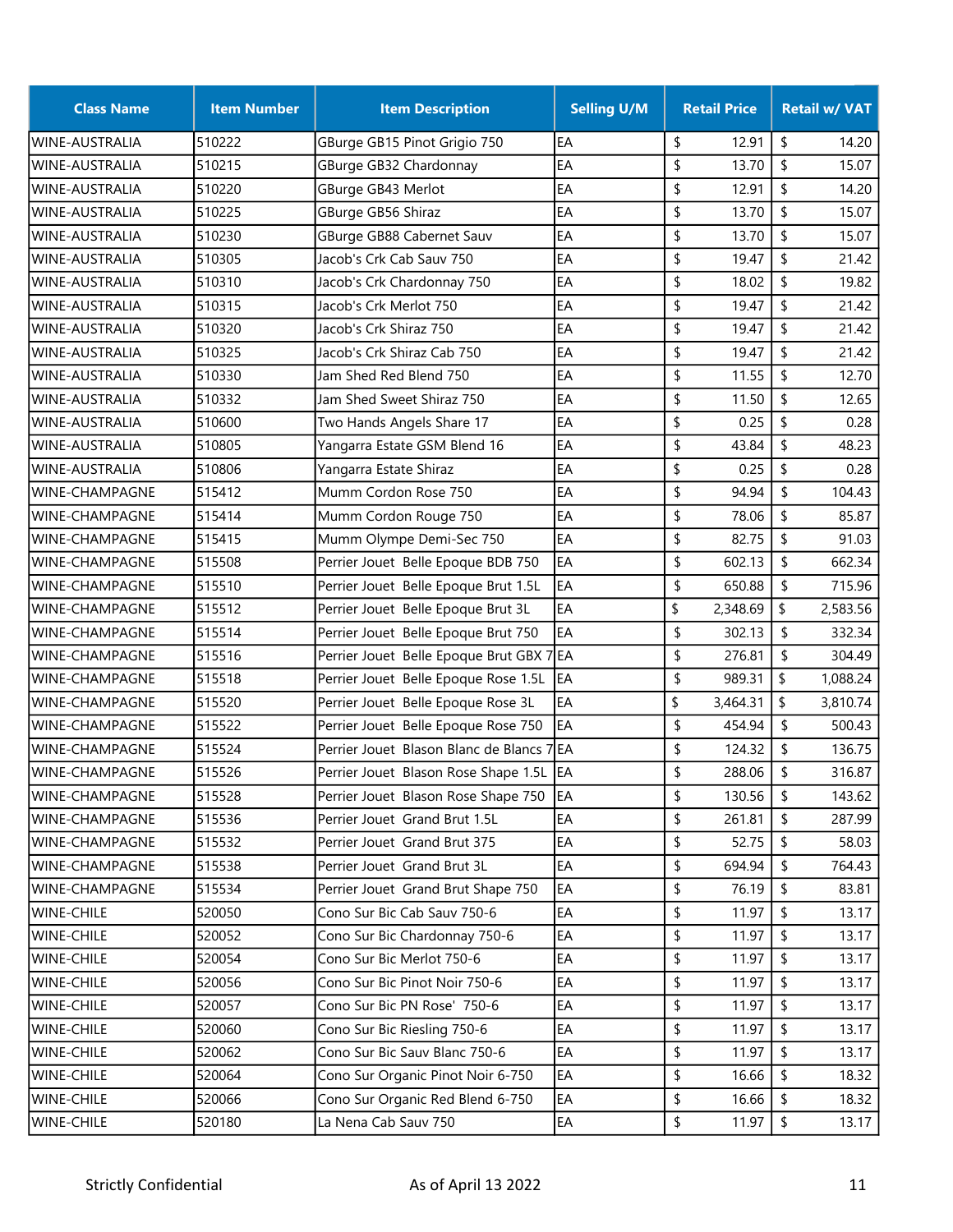| Class Name | Item Number | Item Description | Selling U/M | Retail Price | Retail w/ VAT |
|---|---|---|---|---|---|
| WINE-AUSTRALIA | 510222 | GBurge GB15 Pinot Grigio 750 | EA | $ 12.91 | $ 14.20 |
| WINE-AUSTRALIA | 510215 | GBurge GB32 Chardonnay | EA | $ 13.70 | $ 15.07 |
| WINE-AUSTRALIA | 510220 | GBurge GB43 Merlot | EA | $ 12.91 | $ 14.20 |
| WINE-AUSTRALIA | 510225 | GBurge GB56 Shiraz | EA | $ 13.70 | $ 15.07 |
| WINE-AUSTRALIA | 510230 | GBurge GB88 Cabernet Sauv | EA | $ 13.70 | $ 15.07 |
| WINE-AUSTRALIA | 510305 | Jacob's Crk Cab Sauv 750 | EA | $ 19.47 | $ 21.42 |
| WINE-AUSTRALIA | 510310 | Jacob's Crk Chardonnay 750 | EA | $ 18.02 | $ 19.82 |
| WINE-AUSTRALIA | 510315 | Jacob's Crk Merlot 750 | EA | $ 19.47 | $ 21.42 |
| WINE-AUSTRALIA | 510320 | Jacob's Crk Shiraz 750 | EA | $ 19.47 | $ 21.42 |
| WINE-AUSTRALIA | 510325 | Jacob's Crk Shiraz Cab 750 | EA | $ 19.47 | $ 21.42 |
| WINE-AUSTRALIA | 510330 | Jam Shed Red Blend 750 | EA | $ 11.55 | $ 12.70 |
| WINE-AUSTRALIA | 510332 | Jam Shed Sweet Shiraz 750 | EA | $ 11.50 | $ 12.65 |
| WINE-AUSTRALIA | 510600 | Two Hands Angels Share 17 | EA | $ 0.25 | $ 0.28 |
| WINE-AUSTRALIA | 510805 | Yangarra Estate GSM Blend 16 | EA | $ 43.84 | $ 48.23 |
| WINE-AUSTRALIA | 510806 | Yangarra Estate Shiraz | EA | $ 0.25 | $ 0.28 |
| WINE-CHAMPAGNE | 515412 | Mumm Cordon Rose 750 | EA | $ 94.94 | $ 104.43 |
| WINE-CHAMPAGNE | 515414 | Mumm Cordon Rouge 750 | EA | $ 78.06 | $ 85.87 |
| WINE-CHAMPAGNE | 515415 | Mumm Olympe Demi-Sec 750 | EA | $ 82.75 | $ 91.03 |
| WINE-CHAMPAGNE | 515508 | Perrier Jouet Belle Epoque BDB 750 | EA | $ 602.13 | $ 662.34 |
| WINE-CHAMPAGNE | 515510 | Perrier Jouet Belle Epoque Brut 1.5L | EA | $ 650.88 | $ 715.96 |
| WINE-CHAMPAGNE | 515512 | Perrier Jouet Belle Epoque Brut 3L | EA | $ 2,348.69 | $ 2,583.56 |
| WINE-CHAMPAGNE | 515514 | Perrier Jouet Belle Epoque Brut 750 | EA | $ 302.13 | $ 332.34 |
| WINE-CHAMPAGNE | 515516 | Perrier Jouet Belle Epoque Brut GBX 7 | EA | $ 276.81 | $ 304.49 |
| WINE-CHAMPAGNE | 515518 | Perrier Jouet Belle Epoque Rose 1.5L | EA | $ 989.31 | $ 1,088.24 |
| WINE-CHAMPAGNE | 515520 | Perrier Jouet Belle Epoque Rose 3L | EA | $ 3,464.31 | $ 3,810.74 |
| WINE-CHAMPAGNE | 515522 | Perrier Jouet Belle Epoque Rose 750 | EA | $ 454.94 | $ 500.43 |
| WINE-CHAMPAGNE | 515524 | Perrier Jouet Blason Blanc de Blancs 7 | EA | $ 124.32 | $ 136.75 |
| WINE-CHAMPAGNE | 515526 | Perrier Jouet Blason Rose Shape 1.5L | EA | $ 288.06 | $ 316.87 |
| WINE-CHAMPAGNE | 515528 | Perrier Jouet Blason Rose Shape 750 | EA | $ 130.56 | $ 143.62 |
| WINE-CHAMPAGNE | 515536 | Perrier Jouet Grand Brut 1.5L | EA | $ 261.81 | $ 287.99 |
| WINE-CHAMPAGNE | 515532 | Perrier Jouet Grand Brut 375 | EA | $ 52.75 | $ 58.03 |
| WINE-CHAMPAGNE | 515538 | Perrier Jouet Grand Brut 3L | EA | $ 694.94 | $ 764.43 |
| WINE-CHAMPAGNE | 515534 | Perrier Jouet Grand Brut Shape 750 | EA | $ 76.19 | $ 83.81 |
| WINE-CHILE | 520050 | Cono Sur Bic Cab Sauv 750-6 | EA | $ 11.97 | $ 13.17 |
| WINE-CHILE | 520052 | Cono Sur Bic Chardonnay 750-6 | EA | $ 11.97 | $ 13.17 |
| WINE-CHILE | 520054 | Cono Sur Bic Merlot 750-6 | EA | $ 11.97 | $ 13.17 |
| WINE-CHILE | 520056 | Cono Sur Bic Pinot Noir 750-6 | EA | $ 11.97 | $ 13.17 |
| WINE-CHILE | 520057 | Cono Sur Bic PN Rose' 750-6 | EA | $ 11.97 | $ 13.17 |
| WINE-CHILE | 520060 | Cono Sur Bic Riesling 750-6 | EA | $ 11.97 | $ 13.17 |
| WINE-CHILE | 520062 | Cono Sur Bic Sauv Blanc 750-6 | EA | $ 11.97 | $ 13.17 |
| WINE-CHILE | 520064 | Cono Sur Organic Pinot Noir 6-750 | EA | $ 16.66 | $ 18.32 |
| WINE-CHILE | 520066 | Cono Sur Organic Red Blend 6-750 | EA | $ 16.66 | $ 18.32 |
| WINE-CHILE | 520180 | La Nena Cab Sauv 750 | EA | $ 11.97 | $ 13.17 |

Strictly Confidential As of April 13 2022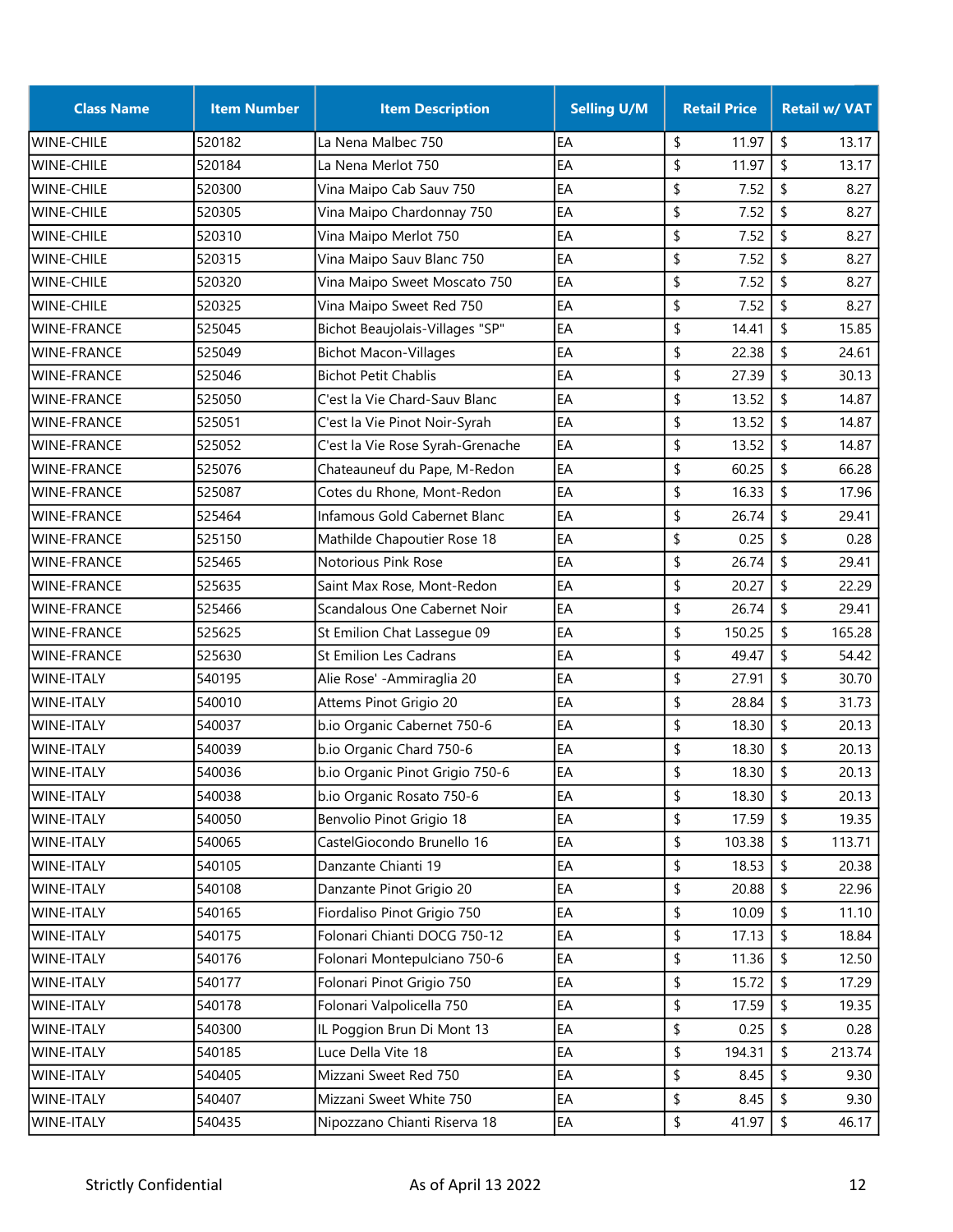| Class Name | Item Number | Item Description | Selling U/M | Retail Price | Retail w/ VAT |
|---|---|---|---|---|---|
| WINE-CHILE | 520182 | La Nena Malbec 750 | EA | $ 11.97 | $ 13.17 |
| WINE-CHILE | 520184 | La Nena Merlot 750 | EA | $ 11.97 | $ 13.17 |
| WINE-CHILE | 520300 | Vina Maipo Cab Sauv 750 | EA | $ 7.52 | $ 8.27 |
| WINE-CHILE | 520305 | Vina Maipo Chardonnay 750 | EA | $ 7.52 | $ 8.27 |
| WINE-CHILE | 520310 | Vina Maipo Merlot 750 | EA | $ 7.52 | $ 8.27 |
| WINE-CHILE | 520315 | Vina Maipo Sauv Blanc 750 | EA | $ 7.52 | $ 8.27 |
| WINE-CHILE | 520320 | Vina Maipo Sweet Moscato 750 | EA | $ 7.52 | $ 8.27 |
| WINE-CHILE | 520325 | Vina Maipo Sweet Red 750 | EA | $ 7.52 | $ 8.27 |
| WINE-FRANCE | 525045 | Bichot Beaujolais-Villages "SP" | EA | $ 14.41 | $ 15.85 |
| WINE-FRANCE | 525049 | Bichot Macon-Villages | EA | $ 22.38 | $ 24.61 |
| WINE-FRANCE | 525046 | Bichot Petit Chablis | EA | $ 27.39 | $ 30.13 |
| WINE-FRANCE | 525050 | C'est la Vie Chard-Sauv Blanc | EA | $ 13.52 | $ 14.87 |
| WINE-FRANCE | 525051 | C'est la Vie Pinot Noir-Syrah | EA | $ 13.52 | $ 14.87 |
| WINE-FRANCE | 525052 | C'est la Vie Rose Syrah-Grenache | EA | $ 13.52 | $ 14.87 |
| WINE-FRANCE | 525076 | Chateauneuf du Pape, M-Redon | EA | $ 60.25 | $ 66.28 |
| WINE-FRANCE | 525087 | Cotes du Rhone, Mont-Redon | EA | $ 16.33 | $ 17.96 |
| WINE-FRANCE | 525464 | Infamous Gold Cabernet Blanc | EA | $ 26.74 | $ 29.41 |
| WINE-FRANCE | 525150 | Mathilde Chapoutier Rose 18 | EA | $ 0.25 | $ 0.28 |
| WINE-FRANCE | 525465 | Notorious Pink Rose | EA | $ 26.74 | $ 29.41 |
| WINE-FRANCE | 525635 | Saint Max Rose, Mont-Redon | EA | $ 20.27 | $ 22.29 |
| WINE-FRANCE | 525466 | Scandalous One Cabernet Noir | EA | $ 26.74 | $ 29.41 |
| WINE-FRANCE | 525625 | St Emilion Chat Lassegue 09 | EA | $ 150.25 | $ 165.28 |
| WINE-FRANCE | 525630 | St Emilion Les Cadrans | EA | $ 49.47 | $ 54.42 |
| WINE-ITALY | 540195 | Alie Rose' -Ammiraglia 20 | EA | $ 27.91 | $ 30.70 |
| WINE-ITALY | 540010 | Attems Pinot Grigio 20 | EA | $ 28.84 | $ 31.73 |
| WINE-ITALY | 540037 | b.io Organic Cabernet 750-6 | EA | $ 18.30 | $ 20.13 |
| WINE-ITALY | 540039 | b.io Organic Chard 750-6 | EA | $ 18.30 | $ 20.13 |
| WINE-ITALY | 540036 | b.io Organic Pinot Grigio 750-6 | EA | $ 18.30 | $ 20.13 |
| WINE-ITALY | 540038 | b.io Organic Rosato 750-6 | EA | $ 18.30 | $ 20.13 |
| WINE-ITALY | 540050 | Benvolio Pinot Grigio 18 | EA | $ 17.59 | $ 19.35 |
| WINE-ITALY | 540065 | CastelGiocondo Brunello 16 | EA | $ 103.38 | $ 113.71 |
| WINE-ITALY | 540105 | Danzante Chianti 19 | EA | $ 18.53 | $ 20.38 |
| WINE-ITALY | 540108 | Danzante Pinot Grigio 20 | EA | $ 20.88 | $ 22.96 |
| WINE-ITALY | 540165 | Fiordaliso Pinot Grigio 750 | EA | $ 10.09 | $ 11.10 |
| WINE-ITALY | 540175 | Folonari Chianti DOCG 750-12 | EA | $ 17.13 | $ 18.84 |
| WINE-ITALY | 540176 | Folonari Montepulciano 750-6 | EA | $ 11.36 | $ 12.50 |
| WINE-ITALY | 540177 | Folonari Pinot Grigio 750 | EA | $ 15.72 | $ 17.29 |
| WINE-ITALY | 540178 | Folonari Valpolicella 750 | EA | $ 17.59 | $ 19.35 |
| WINE-ITALY | 540300 | IL Poggion Brun Di Mont 13 | EA | $ 0.25 | $ 0.28 |
| WINE-ITALY | 540185 | Luce Della Vite 18 | EA | $ 194.31 | $ 213.74 |
| WINE-ITALY | 540405 | Mizzani Sweet Red 750 | EA | $ 8.45 | $ 9.30 |
| WINE-ITALY | 540407 | Mizzani Sweet White 750 | EA | $ 8.45 | $ 9.30 |
| WINE-ITALY | 540435 | Nipozzano Chianti Riserva 18 | EA | $ 41.97 | $ 46.17 |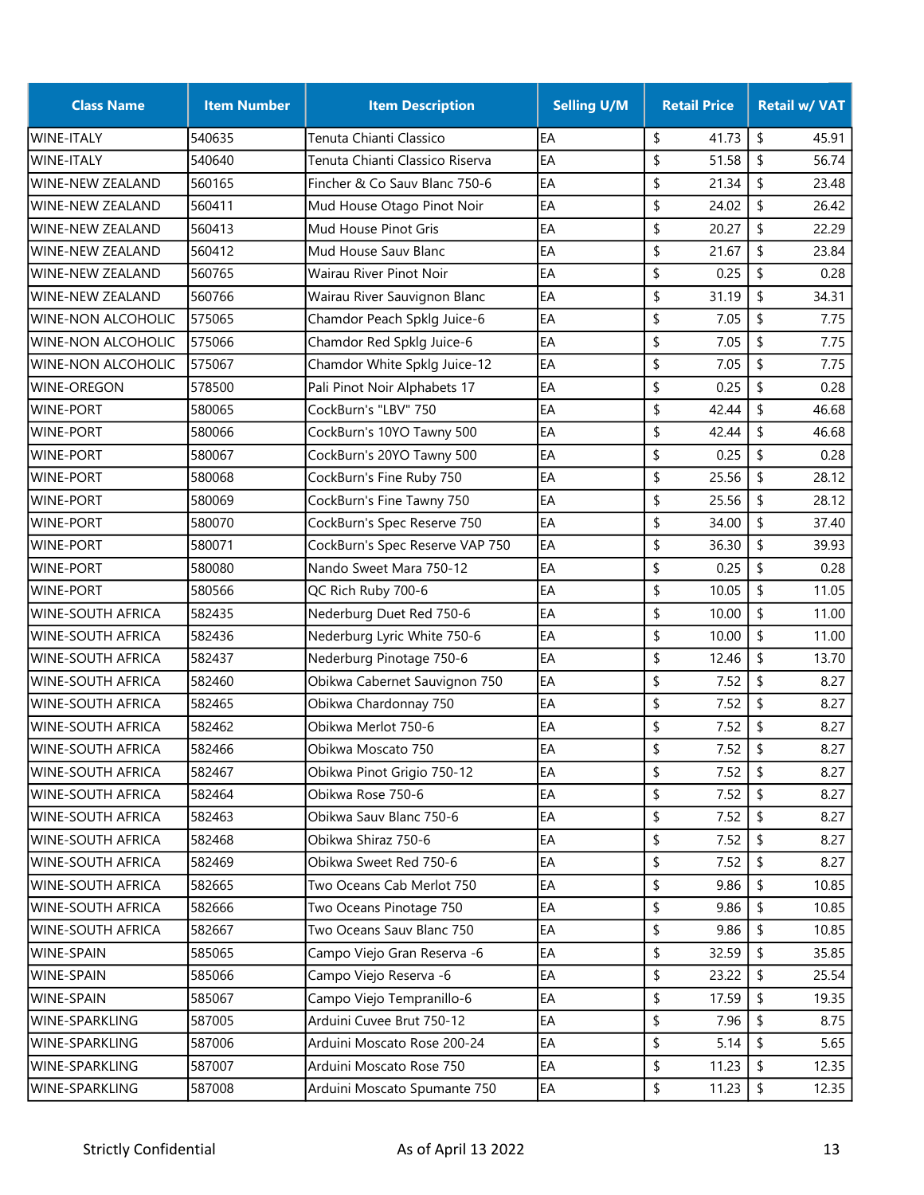| Class Name | Item Number | Item Description | Selling U/M | Retail Price | Retail w/ VAT |
|---|---|---|---|---|---|
| WINE-ITALY | 540635 | Tenuta Chianti Classico | EA | $ 41.73 | $ 45.91 |
| WINE-ITALY | 540640 | Tenuta Chianti Classico Riserva | EA | $ 51.58 | $ 56.74 |
| WINE-NEW ZEALAND | 560165 | Fincher & Co Sauv Blanc 750-6 | EA | $ 21.34 | $ 23.48 |
| WINE-NEW ZEALAND | 560411 | Mud House Otago Pinot Noir | EA | $ 24.02 | $ 26.42 |
| WINE-NEW ZEALAND | 560413 | Mud House Pinot Gris | EA | $ 20.27 | $ 22.29 |
| WINE-NEW ZEALAND | 560412 | Mud House Sauv Blanc | EA | $ 21.67 | $ 23.84 |
| WINE-NEW ZEALAND | 560765 | Wairau River Pinot Noir | EA | $ 0.25 | $ 0.28 |
| WINE-NEW ZEALAND | 560766 | Wairau River Sauvignon Blanc | EA | $ 31.19 | $ 34.31 |
| WINE-NON ALCOHOLIC | 575065 | Chamdor Peach Spklg Juice-6 | EA | $ 7.05 | $ 7.75 |
| WINE-NON ALCOHOLIC | 575066 | Chamdor Red Spklg Juice-6 | EA | $ 7.05 | $ 7.75 |
| WINE-NON ALCOHOLIC | 575067 | Chamdor White Spklg Juice-12 | EA | $ 7.05 | $ 7.75 |
| WINE-OREGON | 578500 | Pali Pinot Noir Alphabets 17 | EA | $ 0.25 | $ 0.28 |
| WINE-PORT | 580065 | CockBurn's "LBV" 750 | EA | $ 42.44 | $ 46.68 |
| WINE-PORT | 580066 | CockBurn's 10YO Tawny 500 | EA | $ 42.44 | $ 46.68 |
| WINE-PORT | 580067 | CockBurn's 20YO Tawny 500 | EA | $ 0.25 | $ 0.28 |
| WINE-PORT | 580068 | CockBurn's Fine Ruby 750 | EA | $ 25.56 | $ 28.12 |
| WINE-PORT | 580069 | CockBurn's Fine Tawny 750 | EA | $ 25.56 | $ 28.12 |
| WINE-PORT | 580070 | CockBurn's Spec Reserve 750 | EA | $ 34.00 | $ 37.40 |
| WINE-PORT | 580071 | CockBurn's Spec Reserve VAP 750 | EA | $ 36.30 | $ 39.93 |
| WINE-PORT | 580080 | Nando Sweet Mara 750-12 | EA | $ 0.25 | $ 0.28 |
| WINE-PORT | 580566 | QC Rich Ruby 700-6 | EA | $ 10.05 | $ 11.05 |
| WINE-SOUTH AFRICA | 582435 | Nederburg Duet Red 750-6 | EA | $ 10.00 | $ 11.00 |
| WINE-SOUTH AFRICA | 582436 | Nederburg Lyric White 750-6 | EA | $ 10.00 | $ 11.00 |
| WINE-SOUTH AFRICA | 582437 | Nederburg Pinotage 750-6 | EA | $ 12.46 | $ 13.70 |
| WINE-SOUTH AFRICA | 582460 | Obikwa Cabernet Sauvignon 750 | EA | $ 7.52 | $ 8.27 |
| WINE-SOUTH AFRICA | 582465 | Obikwa Chardonnay 750 | EA | $ 7.52 | $ 8.27 |
| WINE-SOUTH AFRICA | 582462 | Obikwa Merlot 750-6 | EA | $ 7.52 | $ 8.27 |
| WINE-SOUTH AFRICA | 582466 | Obikwa Moscato 750 | EA | $ 7.52 | $ 8.27 |
| WINE-SOUTH AFRICA | 582467 | Obikwa Pinot Grigio 750-12 | EA | $ 7.52 | $ 8.27 |
| WINE-SOUTH AFRICA | 582464 | Obikwa Rose 750-6 | EA | $ 7.52 | $ 8.27 |
| WINE-SOUTH AFRICA | 582463 | Obikwa Sauv Blanc 750-6 | EA | $ 7.52 | $ 8.27 |
| WINE-SOUTH AFRICA | 582468 | Obikwa Shiraz 750-6 | EA | $ 7.52 | $ 8.27 |
| WINE-SOUTH AFRICA | 582469 | Obikwa Sweet Red 750-6 | EA | $ 7.52 | $ 8.27 |
| WINE-SOUTH AFRICA | 582665 | Two Oceans Cab Merlot 750 | EA | $ 9.86 | $ 10.85 |
| WINE-SOUTH AFRICA | 582666 | Two Oceans Pinotage 750 | EA | $ 9.86 | $ 10.85 |
| WINE-SOUTH AFRICA | 582667 | Two Oceans Sauv Blanc 750 | EA | $ 9.86 | $ 10.85 |
| WINE-SPAIN | 585065 | Campo Viejo Gran Reserva -6 | EA | $ 32.59 | $ 35.85 |
| WINE-SPAIN | 585066 | Campo Viejo Reserva -6 | EA | $ 23.22 | $ 25.54 |
| WINE-SPAIN | 585067 | Campo Viejo Tempranillo-6 | EA | $ 17.59 | $ 19.35 |
| WINE-SPARKLING | 587005 | Arduini Cuvee Brut 750-12 | EA | $ 7.96 | $ 8.75 |
| WINE-SPARKLING | 587006 | Arduini Moscato Rose 200-24 | EA | $ 5.14 | $ 5.65 |
| WINE-SPARKLING | 587007 | Arduini Moscato Rose 750 | EA | $ 11.23 | $ 12.35 |
| WINE-SPARKLING | 587008 | Arduini Moscato Spumante 750 | EA | $ 11.23 | $ 12.35 |

Strictly Confidential — As of April 13 2022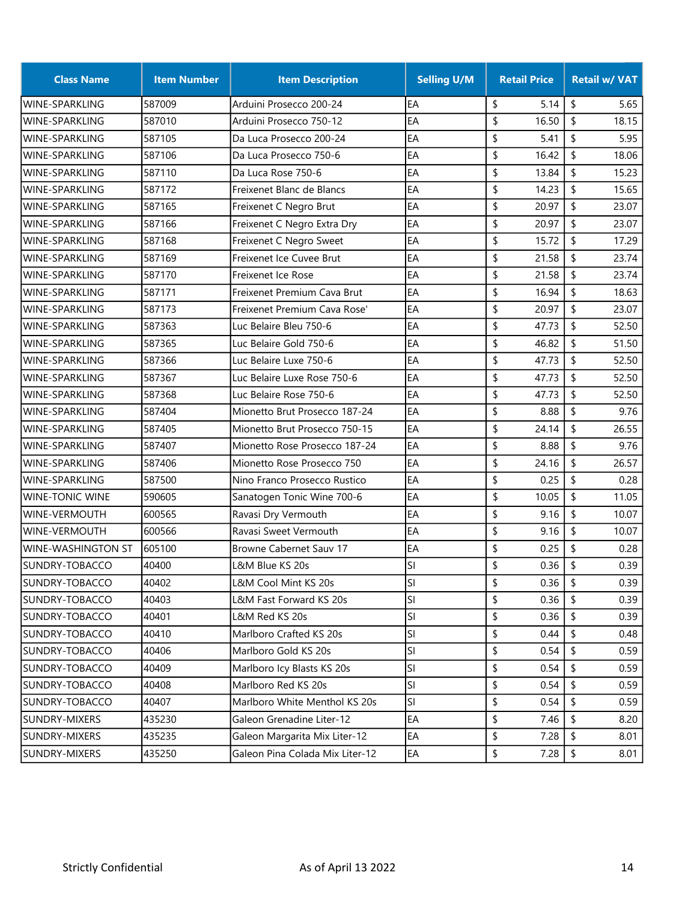| Class Name | Item Number | Item Description | Selling U/M | Retail Price | Retail w/ VAT |
|---|---|---|---|---|---|
| WINE-SPARKLING | 587009 | Arduini Prosecco 200-24 | EA | $ 5.14 | $ 5.65 |
| WINE-SPARKLING | 587010 | Arduini Prosecco 750-12 | EA | $ 16.50 | $ 18.15 |
| WINE-SPARKLING | 587105 | Da Luca Prosecco 200-24 | EA | $ 5.41 | $ 5.95 |
| WINE-SPARKLING | 587106 | Da Luca Prosecco 750-6 | EA | $ 16.42 | $ 18.06 |
| WINE-SPARKLING | 587110 | Da Luca Rose 750-6 | EA | $ 13.84 | $ 15.23 |
| WINE-SPARKLING | 587172 | Freixenet Blanc de Blancs | EA | $ 14.23 | $ 15.65 |
| WINE-SPARKLING | 587165 | Freixenet C Negro Brut | EA | $ 20.97 | $ 23.07 |
| WINE-SPARKLING | 587166 | Freixenet C Negro Extra Dry | EA | $ 20.97 | $ 23.07 |
| WINE-SPARKLING | 587168 | Freixenet C Negro Sweet | EA | $ 15.72 | $ 17.29 |
| WINE-SPARKLING | 587169 | Freixenet Ice Cuvee Brut | EA | $ 21.58 | $ 23.74 |
| WINE-SPARKLING | 587170 | Freixenet Ice Rose | EA | $ 21.58 | $ 23.74 |
| WINE-SPARKLING | 587171 | Freixenet Premium Cava Brut | EA | $ 16.94 | $ 18.63 |
| WINE-SPARKLING | 587173 | Freixenet Premium Cava Rose' | EA | $ 20.97 | $ 23.07 |
| WINE-SPARKLING | 587363 | Luc Belaire Bleu 750-6 | EA | $ 47.73 | $ 52.50 |
| WINE-SPARKLING | 587365 | Luc Belaire Gold 750-6 | EA | $ 46.82 | $ 51.50 |
| WINE-SPARKLING | 587366 | Luc Belaire Luxe 750-6 | EA | $ 47.73 | $ 52.50 |
| WINE-SPARKLING | 587367 | Luc Belaire Luxe Rose 750-6 | EA | $ 47.73 | $ 52.50 |
| WINE-SPARKLING | 587368 | Luc Belaire Rose 750-6 | EA | $ 47.73 | $ 52.50 |
| WINE-SPARKLING | 587404 | Mionetto Brut Prosecco 187-24 | EA | $ 8.88 | $ 9.76 |
| WINE-SPARKLING | 587405 | Mionetto Brut Prosecco 750-15 | EA | $ 24.14 | $ 26.55 |
| WINE-SPARKLING | 587407 | Mionetto Rose Prosecco 187-24 | EA | $ 8.88 | $ 9.76 |
| WINE-SPARKLING | 587406 | Mionetto Rose Prosecco 750 | EA | $ 24.16 | $ 26.57 |
| WINE-SPARKLING | 587500 | Nino Franco Prosecco Rustico | EA | $ 0.25 | $ 0.28 |
| WINE-TONIC WINE | 590605 | Sanatogen Tonic Wine 700-6 | EA | $ 10.05 | $ 11.05 |
| WINE-VERMOUTH | 600565 | Ravasi Dry Vermouth | EA | $ 9.16 | $ 10.07 |
| WINE-VERMOUTH | 600566 | Ravasi Sweet Vermouth | EA | $ 9.16 | $ 10.07 |
| WINE-WASHINGTON ST | 605100 | Browne Cabernet Sauv 17 | EA | $ 0.25 | $ 0.28 |
| SUNDRY-TOBACCO | 40400 | L&M Blue KS 20s | SI | $ 0.36 | $ 0.39 |
| SUNDRY-TOBACCO | 40402 | L&M Cool Mint KS 20s | SI | $ 0.36 | $ 0.39 |
| SUNDRY-TOBACCO | 40403 | L&M Fast Forward KS 20s | SI | $ 0.36 | $ 0.39 |
| SUNDRY-TOBACCO | 40401 | L&M Red KS 20s | SI | $ 0.36 | $ 0.39 |
| SUNDRY-TOBACCO | 40410 | Marlboro Crafted KS 20s | SI | $ 0.44 | $ 0.48 |
| SUNDRY-TOBACCO | 40406 | Marlboro Gold KS 20s | SI | $ 0.54 | $ 0.59 |
| SUNDRY-TOBACCO | 40409 | Marlboro Icy Blasts KS 20s | SI | $ 0.54 | $ 0.59 |
| SUNDRY-TOBACCO | 40408 | Marlboro Red KS 20s | SI | $ 0.54 | $ 0.59 |
| SUNDRY-TOBACCO | 40407 | Marlboro White Menthol KS 20s | SI | $ 0.54 | $ 0.59 |
| SUNDRY-MIXERS | 435230 | Galeon Grenadine Liter-12 | EA | $ 7.46 | $ 8.20 |
| SUNDRY-MIXERS | 435235 | Galeon Margarita Mix Liter-12 | EA | $ 7.28 | $ 8.01 |
| SUNDRY-MIXERS | 435250 | Galeon Pina Colada Mix Liter-12 | EA | $ 7.28 | $ 8.01 |

Strictly Confidential As of April 13 2022